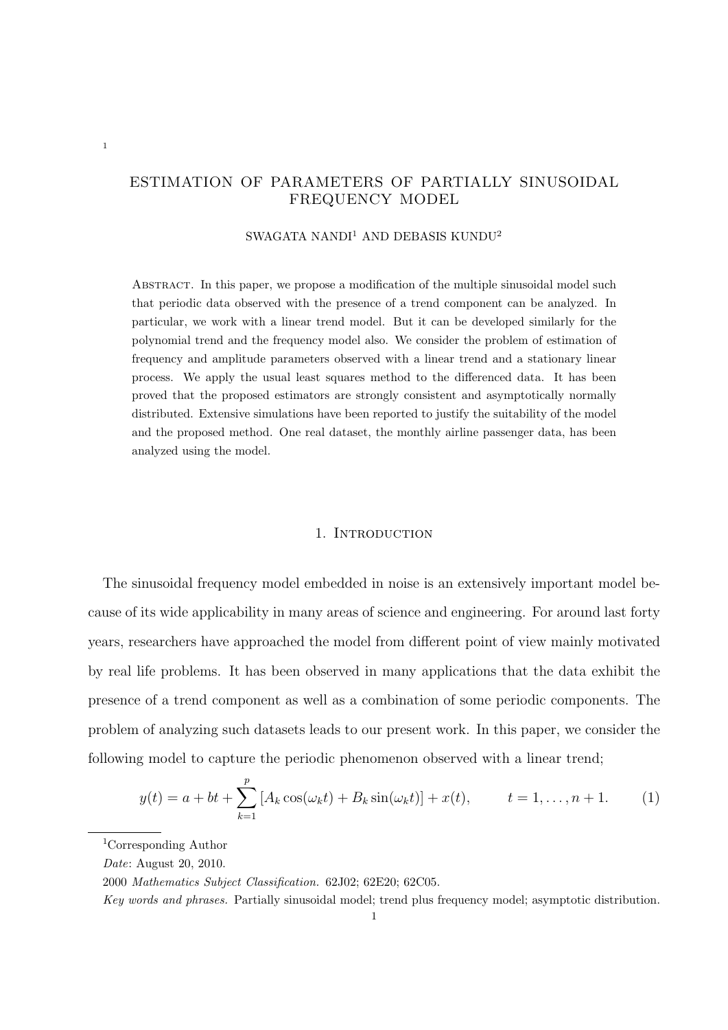# ESTIMATION OF PARAMETERS OF PARTIALLY SINUSOIDAL FREQUENCY MODEL

SWAGATA NANDI[1] AND DEBASIS KUNDU[2]

Abstract. In this paper, we propose a modification of the multiple sinusoidal model such that periodic data observed with the presence of a trend component can be analyzed. In particular, we work with a linear trend model. But it can be developed similarly for the polynomial trend and the frequency model also. We consider the problem of estimation of frequency and amplitude parameters observed with a linear trend and a stationary linear process. We apply the usual least squares method to the differenced data. It has been proved that the proposed estimators are strongly consistent and asymptotically normally distributed. Extensive simulations have been reported to justify the suitability of the model and the proposed method. One real dataset, the monthly airline passenger data, has been analyzed using the model.

## 1. Introduction

The sinusoidal frequency model embedded in noise is an extensively important model because of its wide applicability in many areas of science and engineering. For around last forty years, researchers have approached the model from different point of view mainly motivated by real life problems. It has been observed in many applications that the data exhibit the presence of a trend component as well as a combination of some periodic components. The problem of analyzing such datasets leads to our present work. In this paper, we consider the following model to capture the periodic phenomenon observed with a linear trend;

$$y(t) = a + bt + \sum_{k=1}^{p} \left[A_k \cos(\omega_k t) + B_k \sin(\omega_k t)\right] + x(t), \qquad t = 1, \ldots, n+1. \tag{1}$$

[1]Corresponding Author

*Date*: August 20, 2010.

2000 *Mathematics Subject Classification.* 62J02; 62E20; 62C05.

*Key words and phrases.* Partially sinusoidal model; trend plus frequency model; asymptotic distribution.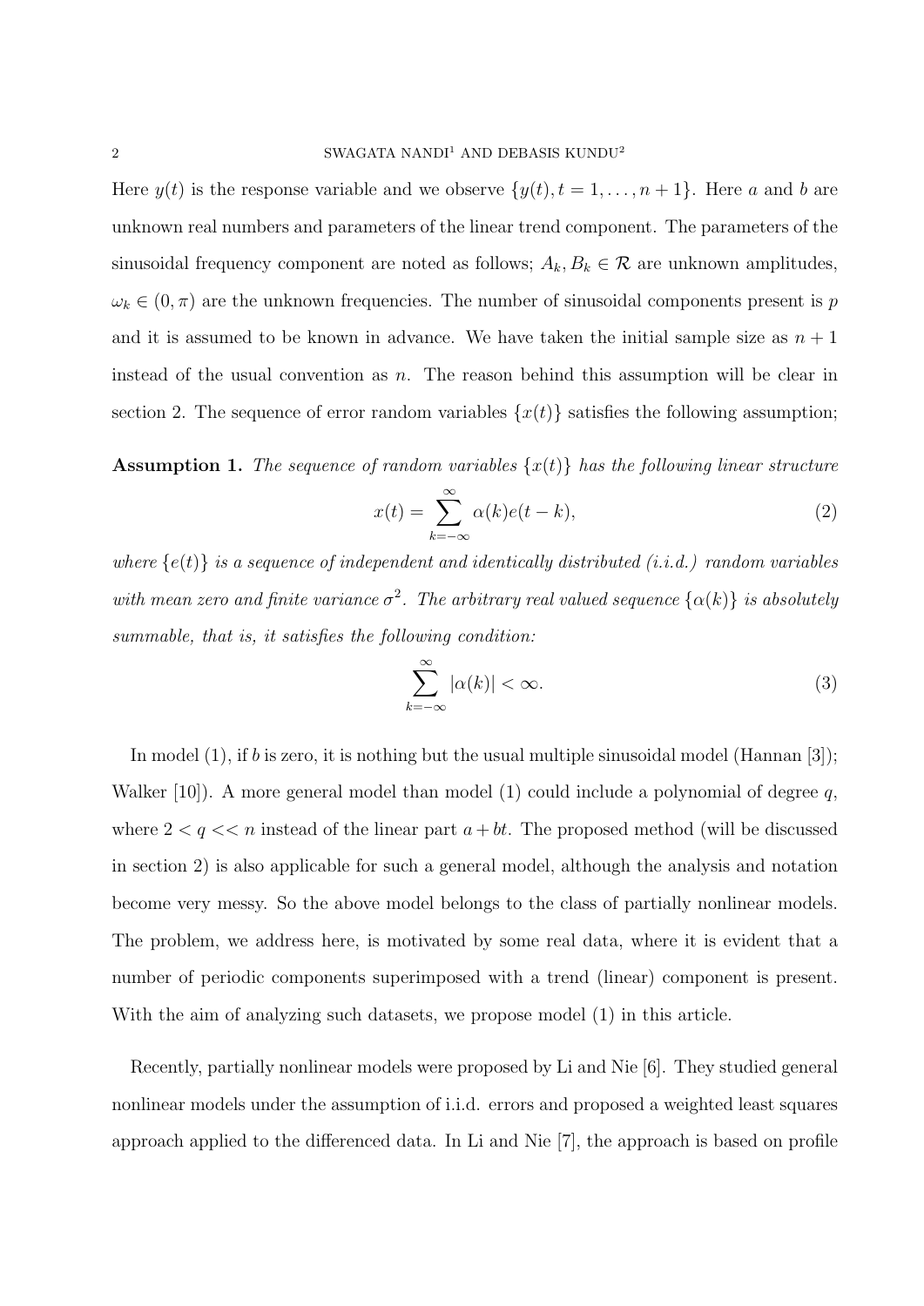Here $y(t)$ is the response variable and we observe $\{y(t), t = 1, \ldots, n+1\}$. Here $a$ and $b$ are unknown real numbers and parameters of the linear trend component. The parameters of the sinusoidal frequency component are noted as follows; $A_k, B_k \in \mathcal{R}$ are unknown amplitudes, $\omega_k \in (0, \pi)$ are the unknown frequencies. The number of sinusoidal components present is $p$ and it is assumed to be known in advance. We have taken the initial sample size as $n+1$ instead of the usual convention as $n$. The reason behind this assumption will be clear in section 2. The sequence of error random variables $\{x(t)\}$ satisfies the following assumption;

**Assumption 1.** *The sequence of random variables $\{x(t)\}$ has the following linear structure*

$$x(t) = \sum_{k=-\infty}^{\infty} \alpha(k) e(t-k), \tag{2}$$

*where $\{e(t)\}$ is a sequence of independent and identically distributed (i.i.d.) random variables with mean zero and finite variance $\sigma^2$. The arbitrary real valued sequence $\{\alpha(k)\}$ is absolutely summable, that is, it satisfies the following condition:*

$$\sum_{k=-\infty}^{\infty} |\alpha(k)| < \infty. \tag{3}$$

In model (1), if $b$ is zero, it is nothing but the usual multiple sinusoidal model (Hannan [3]); Walker [10]). A more general model than model (1) could include a polynomial of degree $q$, where $2 < q << n$ instead of the linear part $a + bt$. The proposed method (will be discussed in section 2) is also applicable for such a general model, although the analysis and notation become very messy. So the above model belongs to the class of partially nonlinear models. The problem, we address here, is motivated by some real data, where it is evident that a number of periodic components superimposed with a trend (linear) component is present. With the aim of analyzing such datasets, we propose model (1) in this article.

Recently, partially nonlinear models were proposed by Li and Nie [6]. They studied general nonlinear models under the assumption of i.i.d. errors and proposed a weighted least squares approach applied to the differenced data. In Li and Nie [7], the approach is based on profile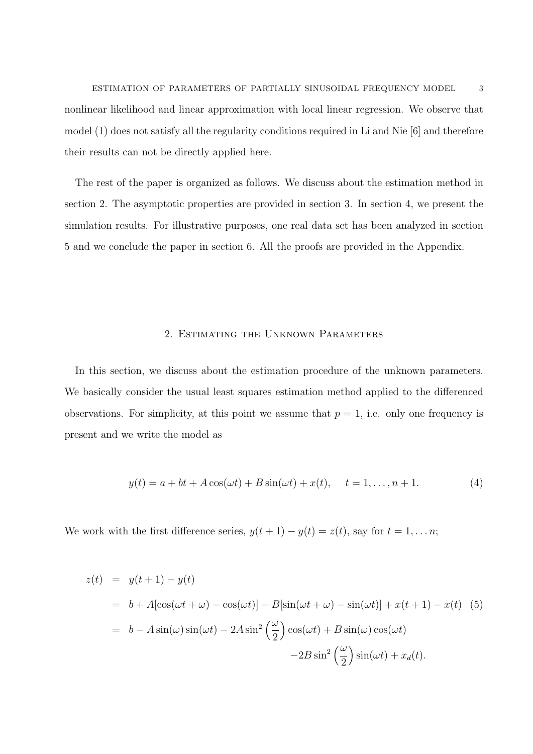nonlinear likelihood and linear approximation with local linear regression. We observe that model (1) does not satisfy all the regularity conditions required in Li and Nie [6] and therefore their results can not be directly applied here.

The rest of the paper is organized as follows. We discuss about the estimation method in section 2. The asymptotic properties are provided in section 3. In section 4, we present the simulation results. For illustrative purposes, one real data set has been analyzed in section 5 and we conclude the paper in section 6. All the proofs are provided in the Appendix.

## 2. Estimating the Unknown Parameters

In this section, we discuss about the estimation procedure of the unknown parameters. We basically consider the usual least squares estimation method applied to the differenced observations. For simplicity, at this point we assume that $p = 1$, i.e. only one frequency is present and we write the model as

$$y(t) = a + bt + A\cos(\omega t) + B\sin(\omega t) + x(t), \quad t = 1, \ldots, n+1. \tag{4}$$

We work with the first difference series, $y(t+1) - y(t) = z(t)$, say for $t = 1, \ldots n$;

$$\begin{aligned}
z(t) &= y(t+1) - y(t) \\
&= b + A[\cos(\omega t + \omega) - \cos(\omega t)] + B[\sin(\omega t + \omega) - \sin(\omega t)] + x(t+1) - x(t) \quad (5) \\
&= b - A\sin(\omega)\sin(\omega t) - 2A\sin^2\left(\frac{\omega}{2}\right)\cos(\omega t) + B\sin(\omega)\cos(\omega t) \\
&\qquad - 2B\sin^2\left(\frac{\omega}{2}\right)\sin(\omega t) + x_d(t).
\end{aligned}$$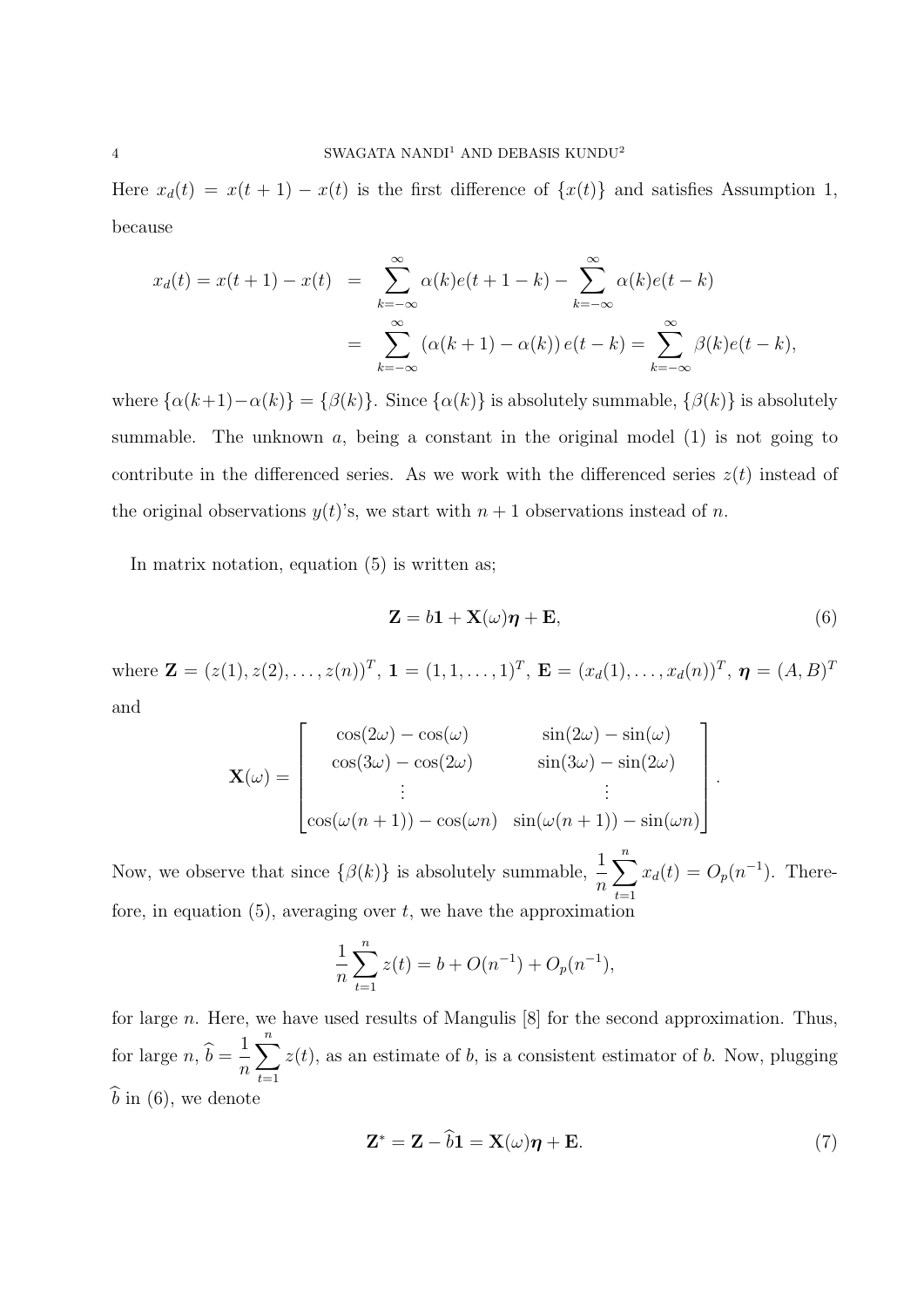Here $x_d(t) = x(t+1) - x(t)$ is the first difference of $\{x(t)\}$ and satisfies Assumption 1, because

$$
\begin{aligned}
x_d(t) = x(t+1) - x(t) &= \sum_{k=-\infty}^{\infty} \alpha(k) e(t+1-k) - \sum_{k=-\infty}^{\infty} \alpha(k) e(t-k) \\
&= \sum_{k=-\infty}^{\infty} \left(\alpha(k+1) - \alpha(k)\right) e(t-k) = \sum_{k=-\infty}^{\infty} \beta(k) e(t-k),
\end{aligned}
$$

where $\{\alpha(k+1) - \alpha(k)\} = \{\beta(k)\}$. Since $\{\alpha(k)\}$ is absolutely summable, $\{\beta(k)\}$ is absolutely summable. The unknown $a$, being a constant in the original model (1) is not going to contribute in the differenced series. As we work with the differenced series $z(t)$ instead of the original observations $y(t)$'s, we start with $n+1$ observations instead of $n$.

In matrix notation, equation (5) is written as;

$$
\mathbf{Z} = b\mathbf{1} + \mathbf{X}(\omega)\boldsymbol{\eta} + \mathbf{E}, \tag{6}
$$

where $\mathbf{Z} = (z(1), z(2), \ldots, z(n))^T$, $\mathbf{1} = (1, 1, \ldots, 1)^T$, $\mathbf{E} = (x_d(1), \ldots, x_d(n))^T$, $\boldsymbol{\eta} = (A, B)^T$ and

$$
\mathbf{X}(\omega) = \begin{bmatrix}
\cos(2\omega) - \cos(\omega) & \sin(2\omega) - \sin(\omega) \\
\cos(3\omega) - \cos(2\omega) & \sin(3\omega) - \sin(2\omega) \\
\vdots & \vdots \\
\cos(\omega(n+1)) - \cos(\omega n) & \sin(\omega(n+1)) - \sin(\omega n)
\end{bmatrix}.
$$

Now, we observe that since $\{\beta(k)\}$ is absolutely summable, $\frac{1}{n}\sum_{t=1}^{n} x_d(t) = O_p(n^{-1})$. Therefore, in equation (5), averaging over $t$, we have the approximation

$$
\frac{1}{n}\sum_{t=1}^{n} z(t) = b + O(n^{-1}) + O_p(n^{-1}),
$$

for large $n$. Here, we have used results of Mangulis [8] for the second approximation. Thus, for large $n$, $\widehat{b} = \frac{1}{n}\sum_{t=1}^{n} z(t)$, as an estimate of $b$, is a consistent estimator of $b$. Now, plugging $\widehat{b}$ in (6), we denote

$$
\mathbf{Z}^* = \mathbf{Z} - \widehat{b}\mathbf{1} = \mathbf{X}(\omega)\boldsymbol{\eta} + \mathbf{E}. \tag{7}
$$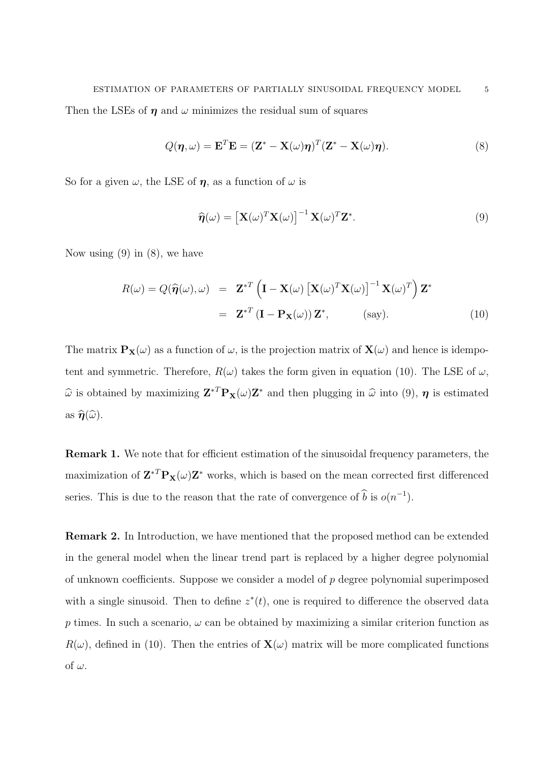Then the LSEs of $\boldsymbol{\eta}$ and $\omega$ minimizes the residual sum of squares

$$Q(\boldsymbol{\eta}, \omega) = \mathbf{E}^T\mathbf{E} = (\mathbf{Z}^* - \mathbf{X}(\omega)\boldsymbol{\eta})^T(\mathbf{Z}^* - \mathbf{X}(\omega)\boldsymbol{\eta}). \tag{8}$$

So for a given $\omega$, the LSE of $\boldsymbol{\eta}$, as a function of $\omega$ is

$$\widehat{\boldsymbol{\eta}}(\omega) = \left[\mathbf{X}(\omega)^T\mathbf{X}(\omega)\right]^{-1}\mathbf{X}(\omega)^T\mathbf{Z}^*. \tag{9}$$

Now using (9) in (8), we have

$$\begin{aligned} R(\omega) = Q(\widehat{\boldsymbol{\eta}}(\omega), \omega) &= \mathbf{Z}^{*T}\left(\mathbf{I} - \mathbf{X}(\omega)\left[\mathbf{X}(\omega)^T\mathbf{X}(\omega)\right]^{-1}\mathbf{X}(\omega)^T\right)\mathbf{Z}^* \\ &= \mathbf{Z}^{*T}\left(\mathbf{I} - \mathbf{P}_{\mathbf{X}}(\omega)\right)\mathbf{Z}^*, \qquad \text{(say)}. \end{aligned} \tag{10}$$

The matrix $\mathbf{P}_{\mathbf{X}}(\omega)$ as a function of $\omega$, is the projection matrix of $\mathbf{X}(\omega)$ and hence is idempotent and symmetric. Therefore, $R(\omega)$ takes the form given in equation (10). The LSE of $\omega$, $\widehat{\omega}$ is obtained by maximizing $\mathbf{Z}^{*T}\mathbf{P}_{\mathbf{X}}(\omega)\mathbf{Z}^*$ and then plugging in $\widehat{\omega}$ into (9), $\boldsymbol{\eta}$ is estimated as $\widehat{\boldsymbol{\eta}}(\widehat{\omega})$.

**Remark 1.** We note that for efficient estimation of the sinusoidal frequency parameters, the maximization of $\mathbf{Z}^{*T}\mathbf{P}_{\mathbf{X}}(\omega)\mathbf{Z}^*$ works, which is based on the mean corrected first differenced series. This is due to the reason that the rate of convergence of $\widehat{b}$ is $o(n^{-1})$.

**Remark 2.** In Introduction, we have mentioned that the proposed method can be extended in the general model when the linear trend part is replaced by a higher degree polynomial of unknown coefficients. Suppose we consider a model of $p$ degree polynomial superimposed with a single sinusoid. Then to define $z^*(t)$, one is required to difference the observed data $p$ times. In such a scenario, $\omega$ can be obtained by maximizing a similar criterion function as $R(\omega)$, defined in (10). Then the entries of $\mathbf{X}(\omega)$ matrix will be more complicated functions of $\omega$.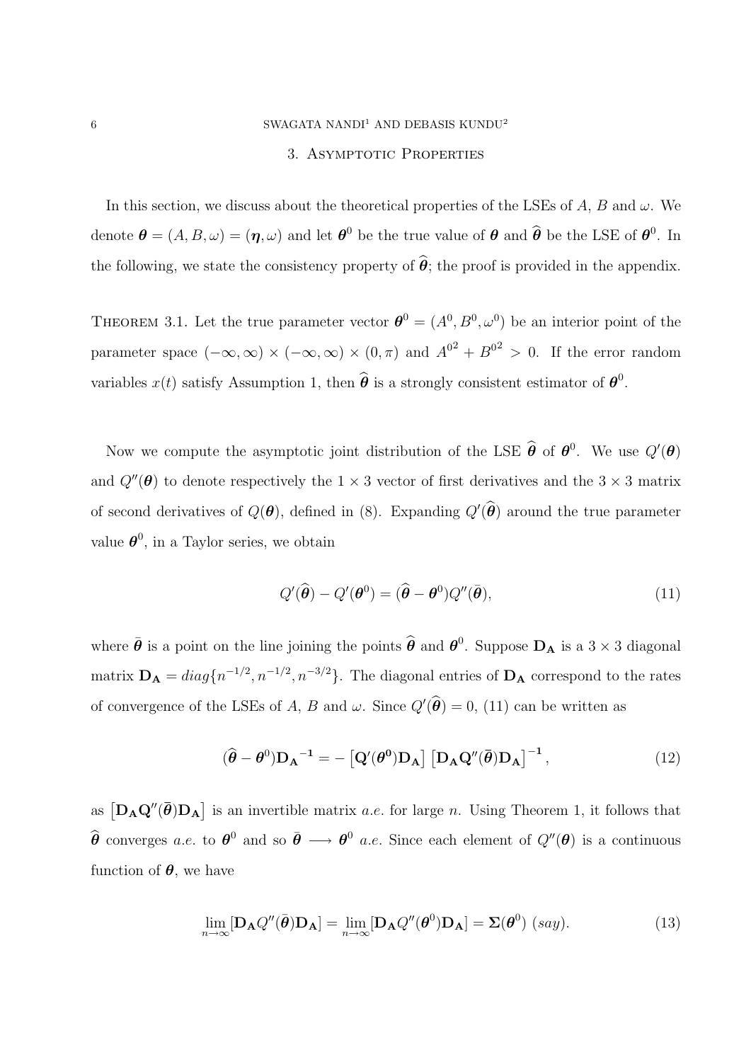## 3. Asymptotic Properties

In this section, we discuss about the theoretical properties of the LSEs of $A$, $B$ and $\omega$. We denote $\boldsymbol{\theta} = (A, B, \omega) = (\boldsymbol{\eta}, \omega)$ and let $\boldsymbol{\theta}^0$ be the true value of $\boldsymbol{\theta}$ and $\widehat{\boldsymbol{\theta}}$ be the LSE of $\boldsymbol{\theta}^0$. In the following, we state the consistency property of $\widehat{\boldsymbol{\theta}}$; the proof is provided in the appendix.

Theorem 3.1. Let the true parameter vector $\boldsymbol{\theta}^0 = (A^0, B^0, \omega^0)$ be an interior point of the parameter space $(-\infty, \infty) \times (-\infty, \infty) \times (0, \pi)$ and ${A^0}^2 + {B^0}^2 > 0$. If the error random variables $x(t)$ satisfy Assumption 1, then $\widehat{\boldsymbol{\theta}}$ is a strongly consistent estimator of $\boldsymbol{\theta}^0$.

Now we compute the asymptotic joint distribution of the LSE $\widehat{\boldsymbol{\theta}}$ of $\boldsymbol{\theta}^0$. We use $Q'(\boldsymbol{\theta})$ and $Q''(\boldsymbol{\theta})$ to denote respectively the $1 \times 3$ vector of first derivatives and the $3 \times 3$ matrix of second derivatives of $Q(\boldsymbol{\theta})$, defined in (8). Expanding $Q'(\widehat{\boldsymbol{\theta}})$ around the true parameter value $\boldsymbol{\theta}^0$, in a Taylor series, we obtain

$$Q'(\widehat{\boldsymbol{\theta}}) - Q'(\boldsymbol{\theta}^0) = (\widehat{\boldsymbol{\theta}} - \boldsymbol{\theta}^0) Q''(\bar{\boldsymbol{\theta}}), \tag{11}$$

where $\bar{\boldsymbol{\theta}}$ is a point on the line joining the points $\widehat{\boldsymbol{\theta}}$ and $\boldsymbol{\theta}^0$. Suppose $\mathbf{D_A}$ is a $3 \times 3$ diagonal matrix $\mathbf{D_A} = diag\{n^{-1/2}, n^{-1/2}, n^{-3/2}\}$. The diagonal entries of $\mathbf{D_A}$ correspond to the rates of convergence of the LSEs of $A$, $B$ and $\omega$. Since $Q'(\widehat{\boldsymbol{\theta}}) = 0$, (11) can be written as

$$(\widehat{\boldsymbol{\theta}} - \boldsymbol{\theta}^0) {\mathbf{D_A}}^{-1} = - \left[\mathbf{Q}'(\boldsymbol{\theta}^0) \mathbf{D_A}\right] \left[\mathbf{D_A} \mathbf{Q}''(\bar{\boldsymbol{\theta}}) \mathbf{D_A}\right]^{-1}, \tag{12}$$

as $\left[\mathbf{D_A} \mathbf{Q}''(\bar{\boldsymbol{\theta}}) \mathbf{D_A}\right]$ is an invertible matrix *a.e.* for large $n$. Using Theorem 1, it follows that $\widehat{\boldsymbol{\theta}}$ converges *a.e.* to $\boldsymbol{\theta}^0$ and so $\bar{\boldsymbol{\theta}} \longrightarrow \boldsymbol{\theta}^0$ *a.e.* Since each element of $Q''(\boldsymbol{\theta})$ is a continuous function of $\boldsymbol{\theta}$, we have

$$\lim_{n \to \infty} [\mathbf{D_A} Q''(\bar{\boldsymbol{\theta}}) \mathbf{D_A}] = \lim_{n \to \infty} [\mathbf{D_A} Q''(\boldsymbol{\theta}^0) \mathbf{D_A}] = \boldsymbol{\Sigma}(\boldsymbol{\theta}^0) \ (say). \tag{13}$$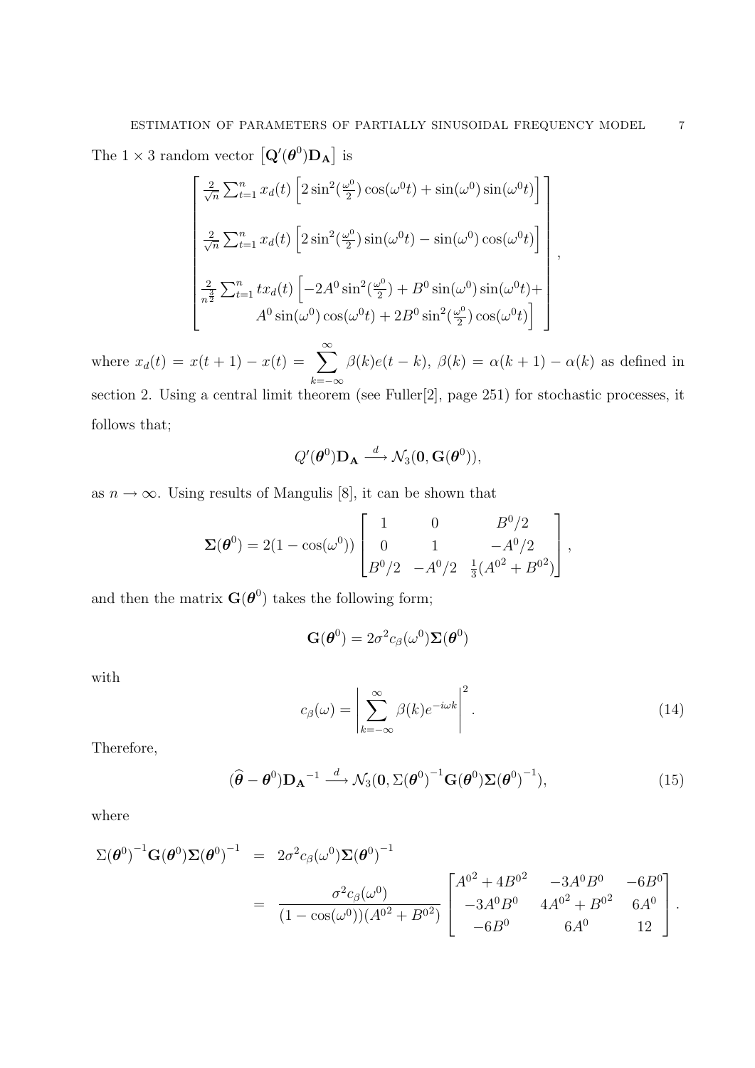The $1 \times 3$ random vector $\left[\mathbf{Q}'(\boldsymbol{\theta}^0)\mathbf{D_A}\right]$ is

$$
\begin{bmatrix}
\frac{2}{\sqrt{n}}\sum_{t=1}^{n} x_d(t)\left[2\sin^2(\frac{\omega^0}{2})\cos(\omega^0 t) + \sin(\omega^0)\sin(\omega^0 t)\right] \\
\\
\frac{2}{\sqrt{n}}\sum_{t=1}^{n} x_d(t)\left[2\sin^2(\frac{\omega^0}{2})\sin(\omega^0 t) - \sin(\omega^0)\cos(\omega^0 t)\right] \\
\\
\frac{2}{n^{\frac{3}{2}}}\sum_{t=1}^{n} t x_d(t)\Big[-2A^0\sin^2(\frac{\omega^0}{2}) + B^0\sin(\omega^0)\sin(\omega^0 t) + \\
A^0\sin(\omega^0)\cos(\omega^0 t) + 2B^0\sin^2(\frac{\omega^0}{2})\cos(\omega^0 t)\Big]
\end{bmatrix},
$$

where $x_d(t) = x(t+1) - x(t) = \sum_{k=-\infty}^{\infty} \beta(k)e(t-k)$, $\beta(k) = \alpha(k+1) - \alpha(k)$ as defined in section 2. Using a central limit theorem (see Fuller[2], page 251) for stochastic processes, it follows that;

$$
Q'(\boldsymbol{\theta}^0)\mathbf{D_A} \xrightarrow{d} \mathcal{N}_3(\mathbf{0}, \mathbf{G}(\boldsymbol{\theta}^0)),
$$

as $n \to \infty$. Using results of Mangulis [8], it can be shown that

$$
\boldsymbol{\Sigma}(\boldsymbol{\theta}^0) = 2(1-\cos(\omega^0))\begin{bmatrix} 1 & 0 & B^0/2 \\ 0 & 1 & -A^0/2 \\ B^0/2 & -A^0/2 & \frac{1}{3}({A^0}^2 + {B^0}^2) \end{bmatrix},
$$

and then the matrix $\mathbf{G}(\boldsymbol{\theta}^0)$ takes the following form;

$$
\mathbf{G}(\boldsymbol{\theta}^0) = 2\sigma^2 c_\beta(\omega^0)\boldsymbol{\Sigma}(\boldsymbol{\theta}^0)
$$

with

$$
c_\beta(\omega) = \left|\sum_{k=-\infty}^{\infty} \beta(k)e^{-i\omega k}\right|^2. \tag{14}
$$

Therefore,

$$
(\widehat{\boldsymbol{\theta}} - \boldsymbol{\theta}^0){\mathbf{D_A}}^{-1} \xrightarrow{d} \mathcal{N}_3(\mathbf{0}, \Sigma(\boldsymbol{\theta}^0)^{-1}\mathbf{G}(\boldsymbol{\theta}^0)\boldsymbol{\Sigma}(\boldsymbol{\theta}^0)^{-1}), \tag{15}
$$

where

$$
\begin{aligned}
\Sigma(\boldsymbol{\theta}^0)^{-1}\mathbf{G}(\boldsymbol{\theta}^0)\boldsymbol{\Sigma}(\boldsymbol{\theta}^0)^{-1} &= 2\sigma^2 c_\beta(\omega^0)\boldsymbol{\Sigma}(\boldsymbol{\theta}^0)^{-1} \\
&= \frac{\sigma^2 c_\beta(\omega^0)}{(1-\cos(\omega^0))({A^0}^2 + {B^0}^2)}\begin{bmatrix} {A^0}^2 + 4{B^0}^2 & -3A^0B^0 & -6B^0 \\ -3A^0B^0 & 4{A^0}^2 + {B^0}^2 & 6A^0 \\ -6B^0 & 6A^0 & 12 \end{bmatrix}.
\end{aligned}
$$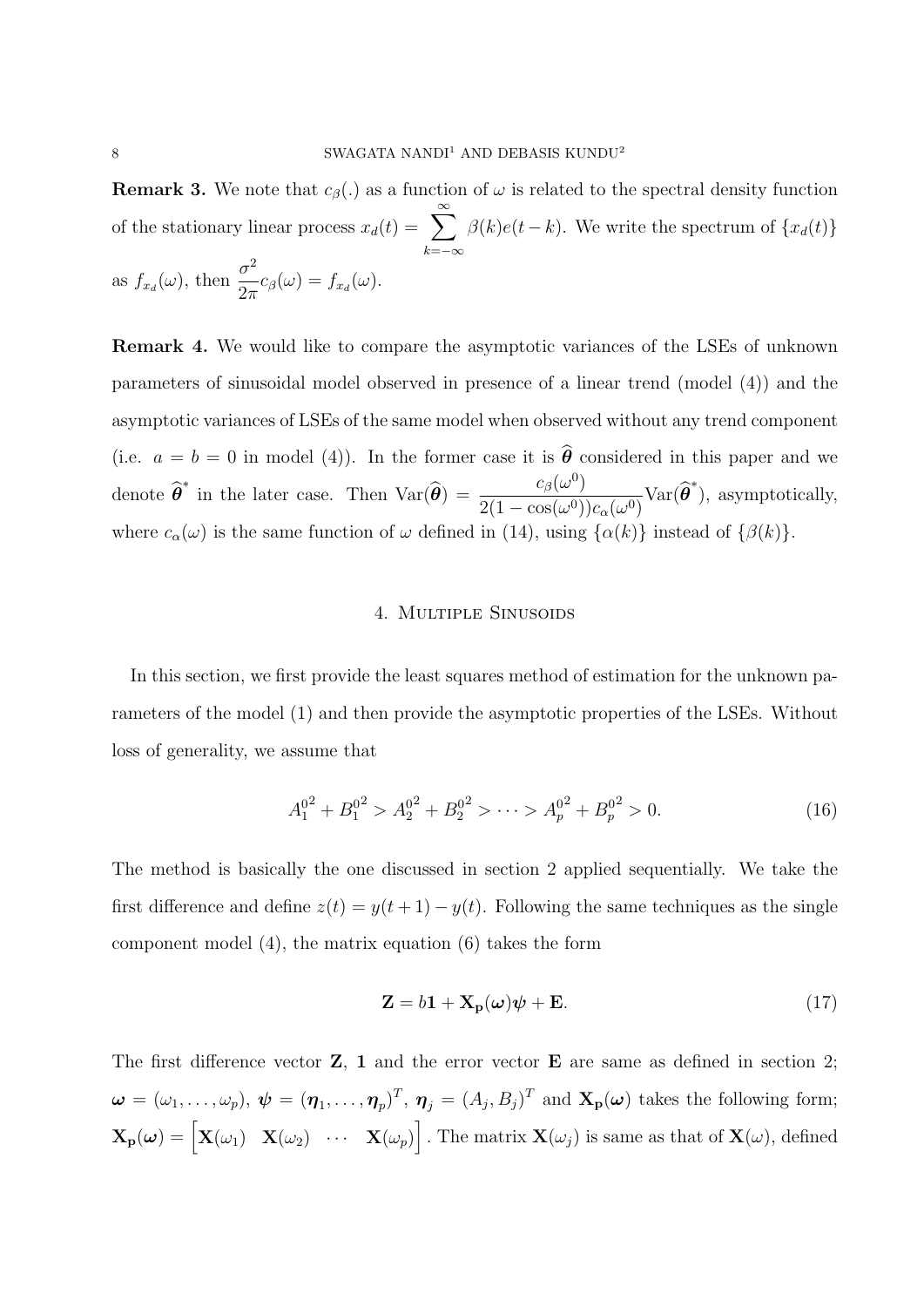**Remark 3.** We note that $c_\beta(.)$ as a function of $\omega$ is related to the spectral density function of the stationary linear process $x_d(t) = \sum_{k=-\infty}^{\infty} \beta(k)e(t-k)$. We write the spectrum of $\{x_d(t)\}$ as $f_{x_d}(\omega)$, then $\frac{\sigma^2}{2\pi}c_\beta(\omega) = f_{x_d}(\omega)$.

**Remark 4.** We would like to compare the asymptotic variances of the LSEs of unknown parameters of sinusoidal model observed in presence of a linear trend (model (4)) and the asymptotic variances of LSEs of the same model when observed without any trend component (i.e. $a = b = 0$ in model (4)). In the former case it is $\widehat{\boldsymbol{\theta}}$ considered in this paper and we denote $\widehat{\boldsymbol{\theta}}^*$ in the later case. Then $\text{Var}(\widehat{\boldsymbol{\theta}}) = \frac{c_\beta(\omega^0)}{2(1-\cos(\omega^0))c_\alpha(\omega^0)}\text{Var}(\widehat{\boldsymbol{\theta}}^*)$, asymptotically, where $c_\alpha(\omega)$ is the same function of $\omega$ defined in (14), using $\{\alpha(k)\}$ instead of $\{\beta(k)\}$.

## 4. Multiple Sinusoids

In this section, we first provide the least squares method of estimation for the unknown parameters of the model (1) and then provide the asymptotic properties of the LSEs. Without loss of generality, we assume that

$$A_1^{0^2} + B_1^{0^2} > A_2^{0^2} + B_2^{0^2} > \cdots > A_p^{0^2} + B_p^{0^2} > 0. \tag{16}$$

The method is basically the one discussed in section 2 applied sequentially. We take the first difference and define $z(t) = y(t+1) - y(t)$. Following the same techniques as the single component model (4), the matrix equation (6) takes the form

$$\mathbf{Z} = b\mathbf{1} + \mathbf{X_p}(\boldsymbol{\omega})\boldsymbol{\psi} + \mathbf{E}. \tag{17}$$

The first difference vector $\mathbf{Z}$, $\mathbf{1}$ and the error vector $\mathbf{E}$ are same as defined in section 2; $\boldsymbol{\omega} = (\omega_1, \ldots, \omega_p)$, $\boldsymbol{\psi} = (\boldsymbol{\eta}_1, \ldots, \boldsymbol{\eta}_p)^T$, $\boldsymbol{\eta}_j = (A_j, B_j)^T$ and $\mathbf{X_p}(\boldsymbol{\omega})$ takes the following form; $\mathbf{X_p}(\boldsymbol{\omega}) = \begin{bmatrix}\mathbf{X}(\omega_1) & \mathbf{X}(\omega_2) & \cdots & \mathbf{X}(\omega_p)\end{bmatrix}$. The matrix $\mathbf{X}(\omega_j)$ is same as that of $\mathbf{X}(\omega)$, defined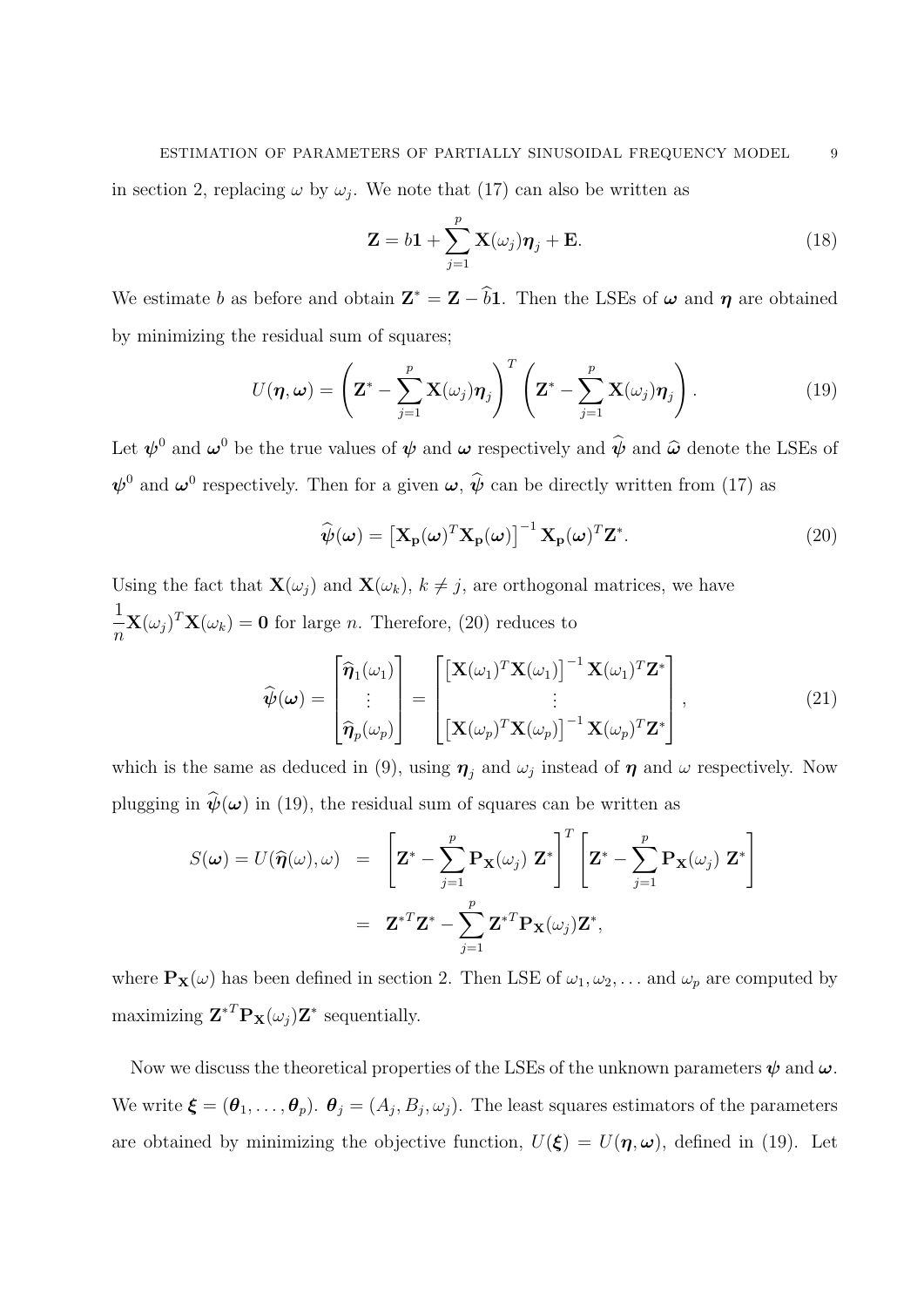in section 2, replacing $\omega$ by $\omega_j$. We note that (17) can also be written as

$$\mathbf{Z} = b\mathbf{1} + \sum_{j=1}^{p} \mathbf{X}(\omega_j)\boldsymbol{\eta}_j + \mathbf{E}. \tag{18}$$

We estimate $b$ as before and obtain $\mathbf{Z}^* = \mathbf{Z} - \widehat{b}\mathbf{1}$. Then the LSEs of $\boldsymbol{\omega}$ and $\boldsymbol{\eta}$ are obtained by minimizing the residual sum of squares;

$$U(\boldsymbol{\eta}, \boldsymbol{\omega}) = \left(\mathbf{Z}^* - \sum_{j=1}^{p} \mathbf{X}(\omega_j)\boldsymbol{\eta}_j\right)^T \left(\mathbf{Z}^* - \sum_{j=1}^{p} \mathbf{X}(\omega_j)\boldsymbol{\eta}_j\right). \tag{19}$$

Let $\boldsymbol{\psi}^0$ and $\boldsymbol{\omega}^0$ be the true values of $\boldsymbol{\psi}$ and $\boldsymbol{\omega}$ respectively and $\widehat{\boldsymbol{\psi}}$ and $\widehat{\boldsymbol{\omega}}$ denote the LSEs of $\boldsymbol{\psi}^0$ and $\boldsymbol{\omega}^0$ respectively. Then for a given $\boldsymbol{\omega}$, $\widehat{\boldsymbol{\psi}}$ can be directly written from (17) as

$$\widehat{\boldsymbol{\psi}}(\boldsymbol{\omega}) = \left[\mathbf{X}_{\mathbf{p}}(\boldsymbol{\omega})^T \mathbf{X}_{\mathbf{p}}(\boldsymbol{\omega})\right]^{-1} \mathbf{X}_{\mathbf{p}}(\boldsymbol{\omega})^T \mathbf{Z}^*. \tag{20}$$

Using the fact that $\mathbf{X}(\omega_j)$ and $\mathbf{X}(\omega_k)$, $k \neq j$, are orthogonal matrices, we have $\dfrac{1}{n}\mathbf{X}(\omega_j)^T \mathbf{X}(\omega_k) = \mathbf{0}$ for large $n$. Therefore, (20) reduces to

$$\widehat{\boldsymbol{\psi}}(\boldsymbol{\omega}) = \begin{bmatrix} \widehat{\boldsymbol{\eta}}_1(\omega_1) \\ \vdots \\ \widehat{\boldsymbol{\eta}}_p(\omega_p) \end{bmatrix} = \begin{bmatrix} \left[\mathbf{X}(\omega_1)^T \mathbf{X}(\omega_1)\right]^{-1} \mathbf{X}(\omega_1)^T \mathbf{Z}^* \\ \vdots \\ \left[\mathbf{X}(\omega_p)^T \mathbf{X}(\omega_p)\right]^{-1} \mathbf{X}(\omega_p)^T \mathbf{Z}^* \end{bmatrix}, \tag{21}$$

which is the same as deduced in (9), using $\boldsymbol{\eta}_j$ and $\omega_j$ instead of $\boldsymbol{\eta}$ and $\omega$ respectively. Now plugging in $\widehat{\boldsymbol{\psi}}(\boldsymbol{\omega})$ in (19), the residual sum of squares can be written as

$$\begin{aligned} S(\boldsymbol{\omega}) = U(\widehat{\boldsymbol{\eta}}(\omega), \omega) &= \left[\mathbf{Z}^* - \sum_{j=1}^{p} \mathbf{P}_{\mathbf{X}}(\omega_j)\ \mathbf{Z}^*\right]^T \left[\mathbf{Z}^* - \sum_{j=1}^{p} \mathbf{P}_{\mathbf{X}}(\omega_j)\ \mathbf{Z}^*\right] \\ &= \mathbf{Z}^{*T}\mathbf{Z}^* - \sum_{j=1}^{p} \mathbf{Z}^{*T} \mathbf{P}_{\mathbf{X}}(\omega_j) \mathbf{Z}^*, \end{aligned}$$

where $\mathbf{P}_{\mathbf{X}}(\omega)$ has been defined in section 2. Then LSE of $\omega_1, \omega_2, \dots$ and $\omega_p$ are computed by maximizing $\mathbf{Z}^{*T}\mathbf{P}_{\mathbf{X}}(\omega_j)\mathbf{Z}^*$ sequentially.

Now we discuss the theoretical properties of the LSEs of the unknown parameters $\boldsymbol{\psi}$ and $\boldsymbol{\omega}$. We write $\boldsymbol{\xi} = (\boldsymbol{\theta}_1, \dots, \boldsymbol{\theta}_p)$. $\boldsymbol{\theta}_j = (A_j, B_j, \omega_j)$. The least squares estimators of the parameters are obtained by minimizing the objective function, $U(\boldsymbol{\xi}) = U(\boldsymbol{\eta}, \boldsymbol{\omega})$, defined in (19). Let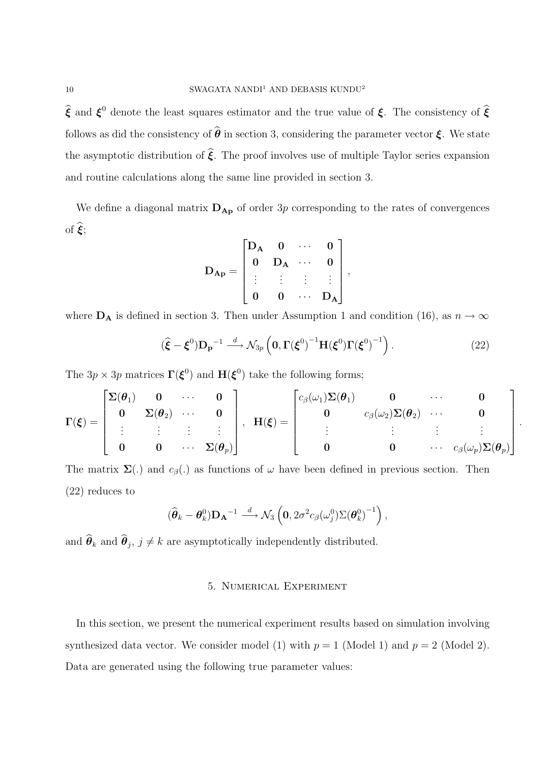$\widehat{\boldsymbol{\xi}}$ and $\boldsymbol{\xi}^0$ denote the least squares estimator and the true value of $\boldsymbol{\xi}$. The consistency of $\widehat{\boldsymbol{\xi}}$ follows as did the consistency of $\widehat{\boldsymbol{\theta}}$ in section 3, considering the parameter vector $\boldsymbol{\xi}$. We state the asymptotic distribution of $\widehat{\boldsymbol{\xi}}$. The proof involves use of multiple Taylor series expansion and routine calculations along the same line provided in section 3.

We define a diagonal matrix $\mathbf{D_{Ap}}$ of order $3p$ corresponding to the rates of convergences of $\widehat{\boldsymbol{\xi}}$;

$$
\mathbf{D_{Ap}} = \begin{bmatrix} \mathbf{D_A} & \mathbf{0} & \cdots & \mathbf{0} \\ \mathbf{0} & \mathbf{D_A} & \cdots & \mathbf{0} \\ \vdots & \vdots & \vdots & \vdots \\ \mathbf{0} & \mathbf{0} & \cdots & \mathbf{D_A} \end{bmatrix},
$$

where $\mathbf{D_A}$ is defined in section 3. Then under Assumption 1 and condition (16), as $n \to \infty$

$$
(\widehat{\boldsymbol{\xi}} - \boldsymbol{\xi}^0)\mathbf{D_p}^{-1} \xrightarrow{d} \mathcal{N}_{3p}\left(\mathbf{0}, \boldsymbol{\Gamma}(\boldsymbol{\xi}^0)^{-1}\mathbf{H}(\boldsymbol{\xi}^0)\boldsymbol{\Gamma}(\boldsymbol{\xi}^0)^{-1}\right). \tag{22}
$$

The $3p \times 3p$ matrices $\boldsymbol{\Gamma}(\boldsymbol{\xi}^0)$ and $\mathbf{H}(\boldsymbol{\xi}^0)$ take the following forms;

$$
\boldsymbol{\Gamma}(\boldsymbol{\xi}) = \begin{bmatrix} \boldsymbol{\Sigma}(\boldsymbol{\theta}_1) & \mathbf{0} & \cdots & \mathbf{0} \\ \mathbf{0} & \boldsymbol{\Sigma}(\boldsymbol{\theta}_2) & \cdots & \mathbf{0} \\ \vdots & \vdots & \vdots & \vdots \\ \mathbf{0} & \mathbf{0} & \cdots & \boldsymbol{\Sigma}(\boldsymbol{\theta}_p) \end{bmatrix}, \quad \mathbf{H}(\boldsymbol{\xi}) = \begin{bmatrix} c_\beta(\omega_1)\boldsymbol{\Sigma}(\boldsymbol{\theta}_1) & \mathbf{0} & \cdots & \mathbf{0} \\ \mathbf{0} & c_\beta(\omega_2)\boldsymbol{\Sigma}(\boldsymbol{\theta}_2) & \cdots & \mathbf{0} \\ \vdots & \vdots & \vdots & \vdots \\ \mathbf{0} & \mathbf{0} & \cdots & c_\beta(\omega_p)\boldsymbol{\Sigma}(\boldsymbol{\theta}_p) \end{bmatrix}.
$$

The matrix $\boldsymbol{\Sigma}(.)$ and $c_\beta(.)$ as functions of $\omega$ have been defined in previous section. Then (22) reduces to

$$
(\widehat{\boldsymbol{\theta}}_k - \boldsymbol{\theta}_k^0)\mathbf{D_A}^{-1} \xrightarrow{d} \mathcal{N}_3\left(\mathbf{0}, 2\sigma^2 c_\beta(\omega_j^0)\Sigma(\boldsymbol{\theta}_k^0)^{-1}\right),
$$

and $\widehat{\boldsymbol{\theta}}_k$ and $\widehat{\boldsymbol{\theta}}_j$, $j \neq k$ are asymptotically independently distributed.

## 5. Numerical Experiment

In this section, we present the numerical experiment results based on simulation involving synthesized data vector. We consider model (1) with $p = 1$ (Model 1) and $p = 2$ (Model 2). Data are generated using the following true parameter values: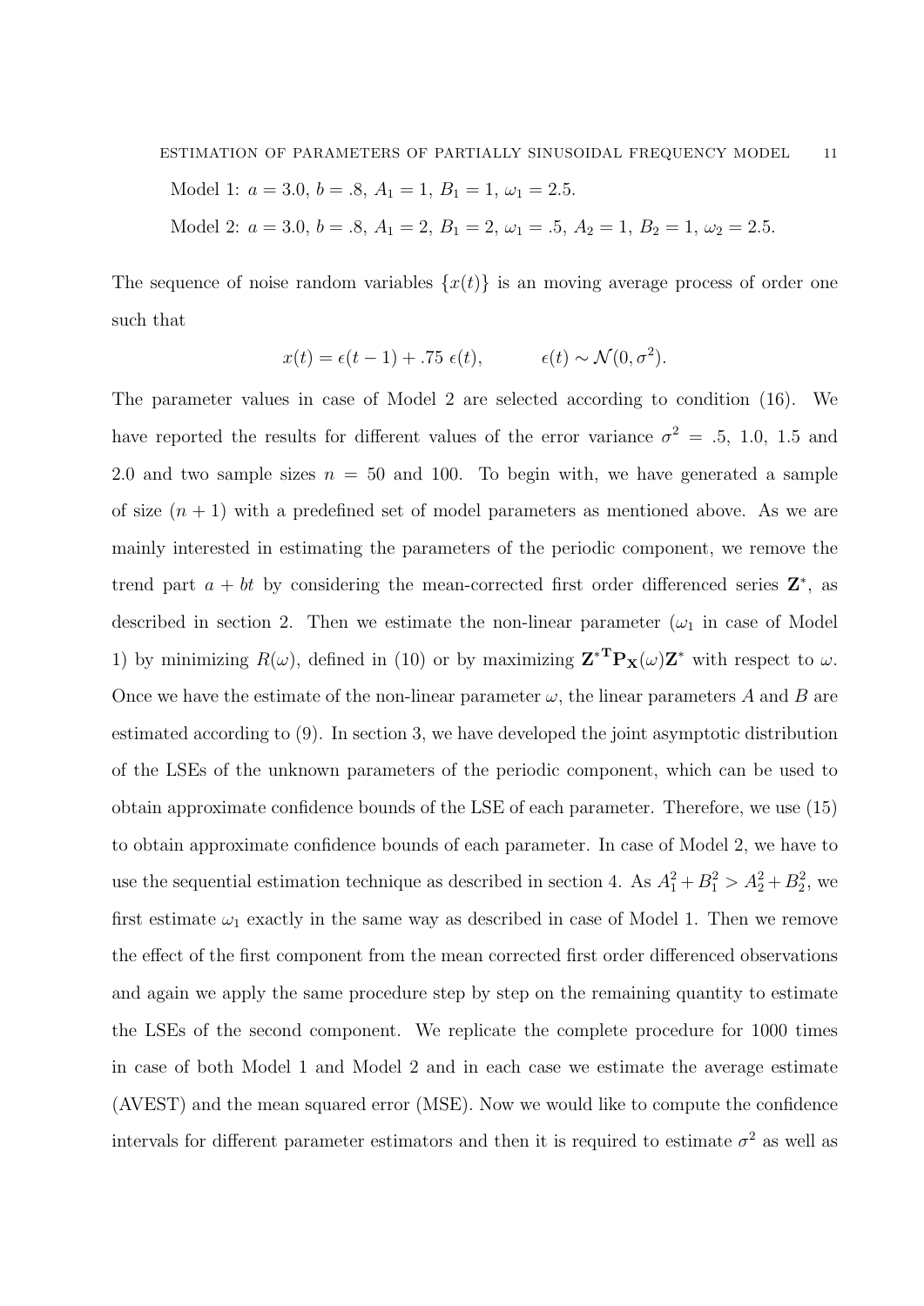Model 1: $a = 3.0$, $b = .8$, $A_1 = 1$, $B_1 = 1$, $\omega_1 = 2.5$.

Model 2: $a = 3.0$, $b = .8$, $A_1 = 2$, $B_1 = 2$, $\omega_1 = .5$, $A_2 = 1$, $B_2 = 1$, $\omega_2 = 2.5$.

The sequence of noise random variables $\{x(t)\}$ is an moving average process of order one such that

$$x(t) = \epsilon(t-1) + .75\ \epsilon(t), \qquad \epsilon(t) \sim \mathcal{N}(0, \sigma^2).$$

The parameter values in case of Model 2 are selected according to condition (16). We have reported the results for different values of the error variance $\sigma^2 = .5$, 1.0, 1.5 and 2.0 and two sample sizes $n = 50$ and 100. To begin with, we have generated a sample of size $(n+1)$ with a predefined set of model parameters as mentioned above. As we are mainly interested in estimating the parameters of the periodic component, we remove the trend part $a + bt$ by considering the mean-corrected first order differenced series $\mathbf{Z}^*$, as described in section 2. Then we estimate the non-linear parameter ($\omega_1$ in case of Model 1) by minimizing $R(\omega)$, defined in (10) or by maximizing $\mathbf{Z}^{*\mathbf{T}}\mathbf{P}_{\mathbf{X}}(\omega)\mathbf{Z}^*$ with respect to $\omega$. Once we have the estimate of the non-linear parameter $\omega$, the linear parameters $A$ and $B$ are estimated according to (9). In section 3, we have developed the joint asymptotic distribution of the LSEs of the unknown parameters of the periodic component, which can be used to obtain approximate confidence bounds of the LSE of each parameter. Therefore, we use (15) to obtain approximate confidence bounds of each parameter. In case of Model 2, we have to use the sequential estimation technique as described in section 4. As $A_1^2 + B_1^2 > A_2^2 + B_2^2$, we first estimate $\omega_1$ exactly in the same way as described in case of Model 1. Then we remove the effect of the first component from the mean corrected first order differenced observations and again we apply the same procedure step by step on the remaining quantity to estimate the LSEs of the second component. We replicate the complete procedure for 1000 times in case of both Model 1 and Model 2 and in each case we estimate the average estimate (AVEST) and the mean squared error (MSE). Now we would like to compute the confidence intervals for different parameter estimators and then it is required to estimate $\sigma^2$ as well as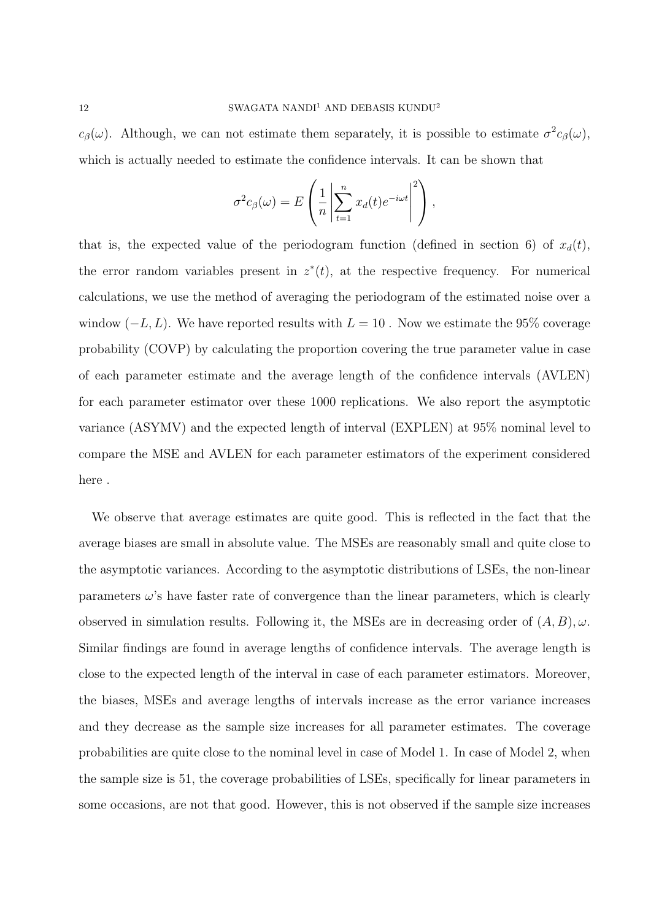$c_\beta(\omega)$. Although, we can not estimate them separately, it is possible to estimate $\sigma^2 c_\beta(\omega)$, which is actually needed to estimate the confidence intervals. It can be shown that

$$\sigma^2 c_\beta(\omega) = E\left(\frac{1}{n}\left|\sum_{t=1}^{n} x_d(t) e^{-i\omega t}\right|^2\right),$$

that is, the expected value of the periodogram function (defined in section 6) of $x_d(t)$, the error random variables present in $z^*(t)$, at the respective frequency. For numerical calculations, we use the method of averaging the periodogram of the estimated noise over a window $(-L, L)$. We have reported results with $L = 10$ . Now we estimate the 95% coverage probability (COVP) by calculating the proportion covering the true parameter value in case of each parameter estimate and the average length of the confidence intervals (AVLEN) for each parameter estimator over these 1000 replications. We also report the asymptotic variance (ASYMV) and the expected length of interval (EXPLEN) at 95% nominal level to compare the MSE and AVLEN for each parameter estimators of the experiment considered here .

We observe that average estimates are quite good. This is reflected in the fact that the average biases are small in absolute value. The MSEs are reasonably small and quite close to the asymptotic variances. According to the asymptotic distributions of LSEs, the non-linear parameters $\omega$'s have faster rate of convergence than the linear parameters, which is clearly observed in simulation results. Following it, the MSEs are in decreasing order of $(A, B), \omega$. Similar findings are found in average lengths of confidence intervals. The average length is close to the expected length of the interval in case of each parameter estimators. Moreover, the biases, MSEs and average lengths of intervals increase as the error variance increases and they decrease as the sample size increases for all parameter estimates. The coverage probabilities are quite close to the nominal level in case of Model 1. In case of Model 2, when the sample size is 51, the coverage probabilities of LSEs, specifically for linear parameters in some occasions, are not that good. However, this is not observed if the sample size increases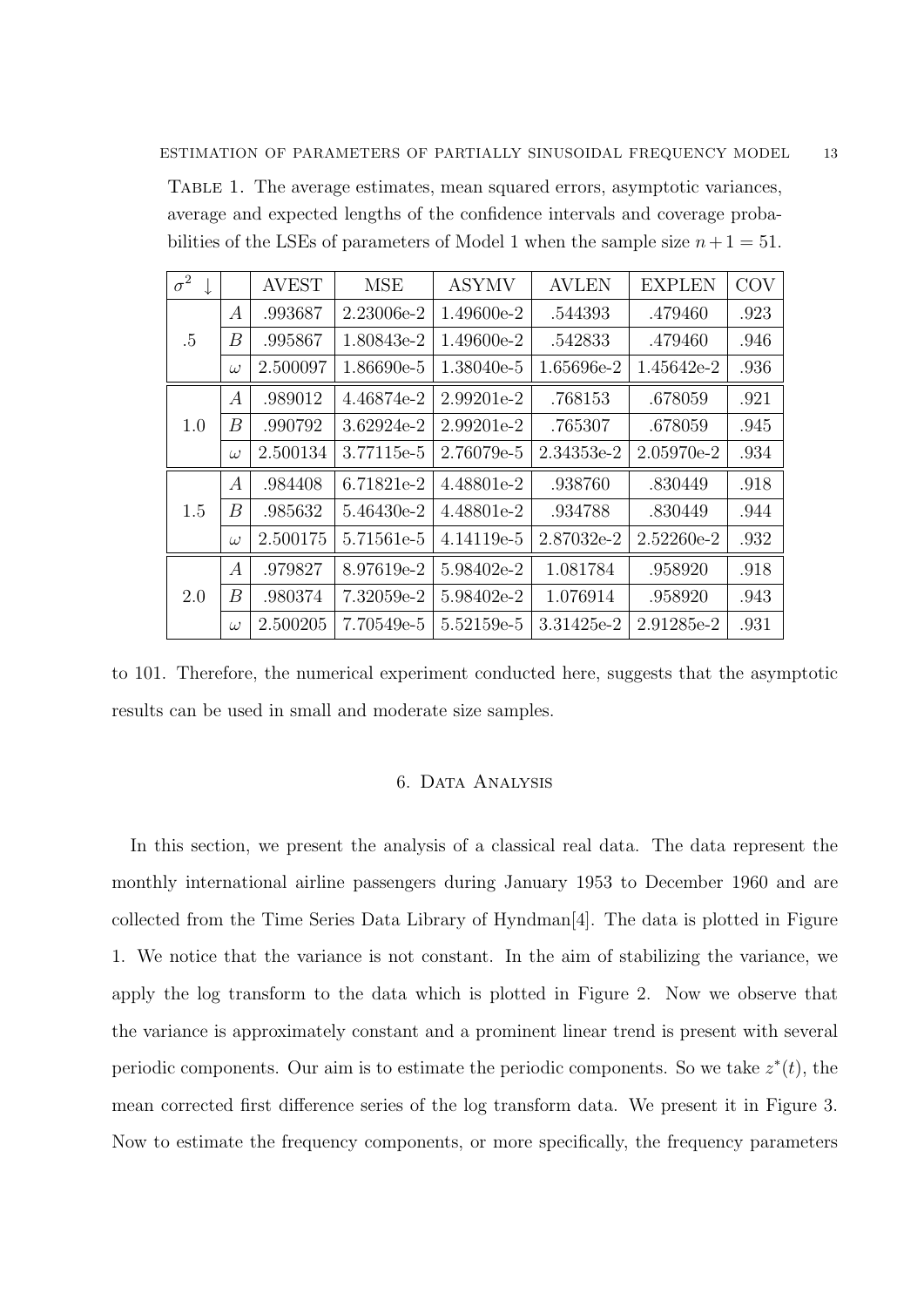TABLE 1. The average estimates, mean squared errors, asymptotic variances, average and expected lengths of the confidence intervals and coverage probabilities of the LSEs of parameters of Model 1 when the sample size $n+1 = 51$.

| $\sigma^2 \downarrow$ | | AVEST | MSE | ASYMV | AVLEN | EXPLEN | COV |
|---|---|---|---|---|---|---|---|
| .5 | $A$ | .993687 | 2.23006e-2 | 1.49600e-2 | .544393 | .479460 | .923 |
| | $B$ | .995867 | 1.80843e-2 | 1.49600e-2 | .542833 | .479460 | .946 |
| | $\omega$ | 2.500097 | 1.86690e-5 | 1.38040e-5 | 1.65696e-2 | 1.45642e-2 | .936 |
| 1.0 | $A$ | .989012 | 4.46874e-2 | 2.99201e-2 | .768153 | .678059 | .921 |
| | $B$ | .990792 | 3.62924e-2 | 2.99201e-2 | .765307 | .678059 | .945 |
| | $\omega$ | 2.500134 | 3.77115e-5 | 2.76079e-5 | 2.34353e-2 | 2.05970e-2 | .934 |
| 1.5 | $A$ | .984408 | 6.71821e-2 | 4.48801e-2 | .938760 | .830449 | .918 |
| | $B$ | .985632 | 5.46430e-2 | 4.48801e-2 | .934788 | .830449 | .944 |
| | $\omega$ | 2.500175 | 5.71561e-5 | 4.14119e-5 | 2.87032e-2 | 2.52260e-2 | .932 |
| 2.0 | $A$ | .979827 | 8.97619e-2 | 5.98402e-2 | 1.081784 | .958920 | .918 |
| | $B$ | .980374 | 7.32059e-2 | 5.98402e-2 | 1.076914 | .958920 | .943 |
| | $\omega$ | 2.500205 | 7.70549e-5 | 5.52159e-5 | 3.31425e-2 | 2.91285e-2 | .931 |

to 101. Therefore, the numerical experiment conducted here, suggests that the asymptotic results can be used in small and moderate size samples.

## 6. Data Analysis

In this section, we present the analysis of a classical real data. The data represent the monthly international airline passengers during January 1953 to December 1960 and are collected from the Time Series Data Library of Hyndman[4]. The data is plotted in Figure 1. We notice that the variance is not constant. In the aim of stabilizing the variance, we apply the log transform to the data which is plotted in Figure 2. Now we observe that the variance is approximately constant and a prominent linear trend is present with several periodic components. Our aim is to estimate the periodic components. So we take $z^*(t)$, the mean corrected first difference series of the log transform data. We present it in Figure 3. Now to estimate the frequency components, or more specifically, the frequency parameters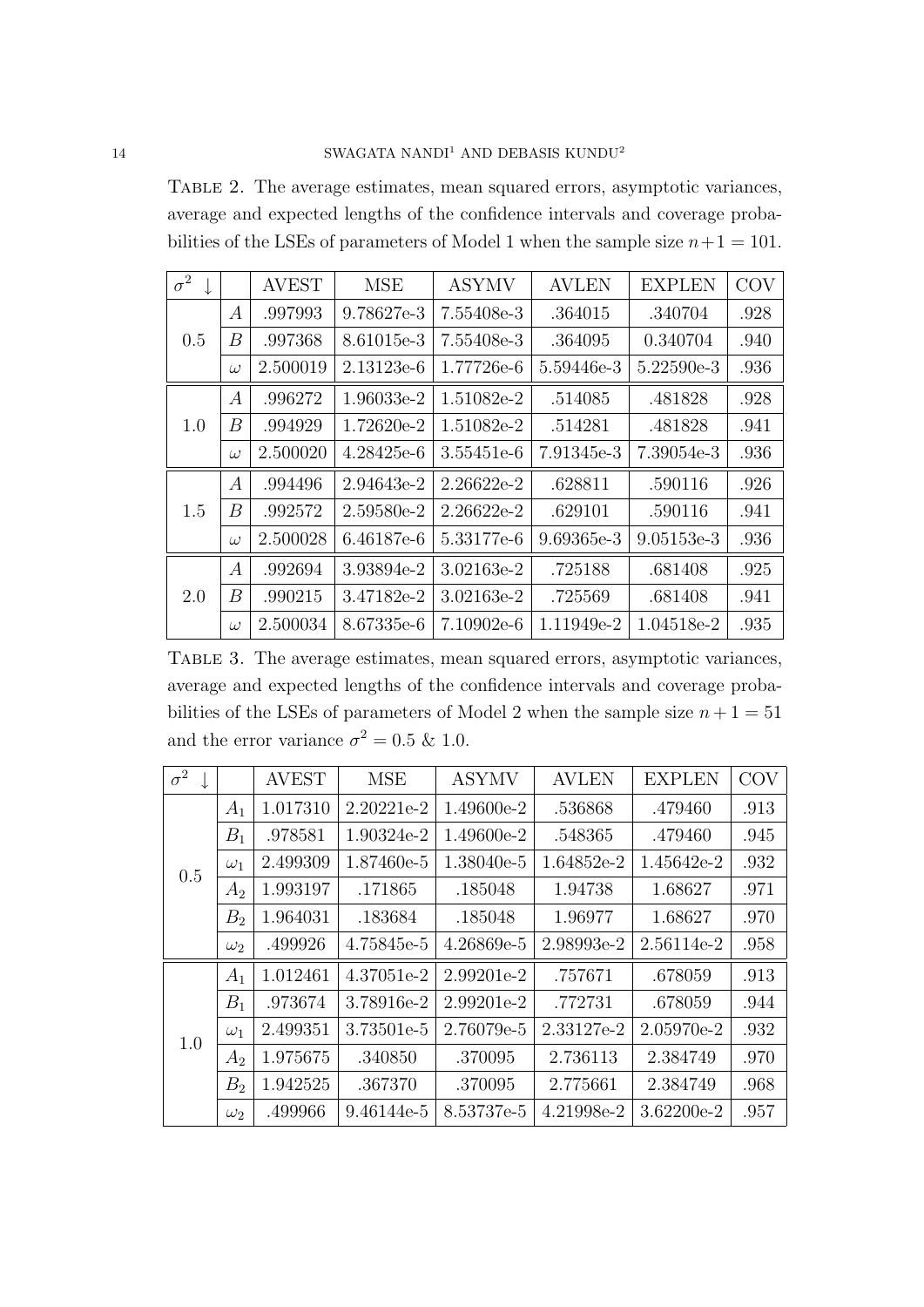Table 2. The average estimates, mean squared errors, asymptotic variances, average and expected lengths of the confidence intervals and coverage probabilities of the LSEs of parameters of Model 1 when the sample size $n+1 = 101$.

| $\sigma^2 \downarrow$ | | AVEST | MSE | ASYMV | AVLEN | EXPLEN | COV |
|---|---|---|---|---|---|---|---|
| 0.5 | $A$ | .997993 | 9.78627e-3 | 7.55408e-3 | .364015 | .340704 | .928 |
| | $B$ | .997368 | 8.61015e-3 | 7.55408e-3 | .364095 | 0.340704 | .940 |
| | $\omega$ | 2.500019 | 2.13123e-6 | 1.77726e-6 | 5.59446e-3 | 5.22590e-3 | .936 |
| 1.0 | $A$ | .996272 | 1.96033e-2 | 1.51082e-2 | .514085 | .481828 | .928 |
| | $B$ | .994929 | 1.72620e-2 | 1.51082e-2 | .514281 | .481828 | .941 |
| | $\omega$ | 2.500020 | 4.28425e-6 | 3.55451e-6 | 7.91345e-3 | 7.39054e-3 | .936 |
| 1.5 | $A$ | .994496 | 2.94643e-2 | 2.26622e-2 | .628811 | .590116 | .926 |
| | $B$ | .992572 | 2.59580e-2 | 2.26622e-2 | .629101 | .590116 | .941 |
| | $\omega$ | 2.500028 | 6.46187e-6 | 5.33177e-6 | 9.69365e-3 | 9.05153e-3 | .936 |
| 2.0 | $A$ | .992694 | 3.93894e-2 | 3.02163e-2 | .725188 | .681408 | .925 |
| | $B$ | .990215 | 3.47182e-2 | 3.02163e-2 | .725569 | .681408 | .941 |
| | $\omega$ | 2.500034 | 8.67335e-6 | 7.10902e-6 | 1.11949e-2 | 1.04518e-2 | .935 |

Table 3. The average estimates, mean squared errors, asymptotic variances, average and expected lengths of the confidence intervals and coverage probabilities of the LSEs of parameters of Model 2 when the sample size $n+1 = 51$ and the error variance $\sigma^2 = 0.5$ & $1.0$.

| $\sigma^2 \downarrow$ | | AVEST | MSE | ASYMV | AVLEN | EXPLEN | COV |
|---|---|---|---|---|---|---|---|
| 0.5 | $A_1$ | 1.017310 | 2.20221e-2 | 1.49600e-2 | .536868 | .479460 | .913 |
| | $B_1$ | .978581 | 1.90324e-2 | 1.49600e-2 | .548365 | .479460 | .945 |
| | $\omega_1$ | 2.499309 | 1.87460e-5 | 1.38040e-5 | 1.64852e-2 | 1.45642e-2 | .932 |
| | $A_2$ | 1.993197 | .171865 | .185048 | 1.94738 | 1.68627 | .971 |
| | $B_2$ | 1.964031 | .183684 | .185048 | 1.96977 | 1.68627 | .970 |
| | $\omega_2$ | .499926 | 4.75845e-5 | 4.26869e-5 | 2.98993e-2 | 2.56114e-2 | .958 |
| 1.0 | $A_1$ | 1.012461 | 4.37051e-2 | 2.99201e-2 | .757671 | .678059 | .913 |
| | $B_1$ | .973674 | 3.78916e-2 | 2.99201e-2 | .772731 | .678059 | .944 |
| | $\omega_1$ | 2.499351 | 3.73501e-5 | 2.76079e-5 | 2.33127e-2 | 2.05970e-2 | .932 |
| | $A_2$ | 1.975675 | .340850 | .370095 | 2.736113 | 2.384749 | .970 |
| | $B_2$ | 1.942525 | .367370 | .370095 | 2.775661 | 2.384749 | .968 |
| | $\omega_2$ | .499966 | 9.46144e-5 | 8.53737e-5 | 4.21998e-2 | 3.62200e-2 | .957 |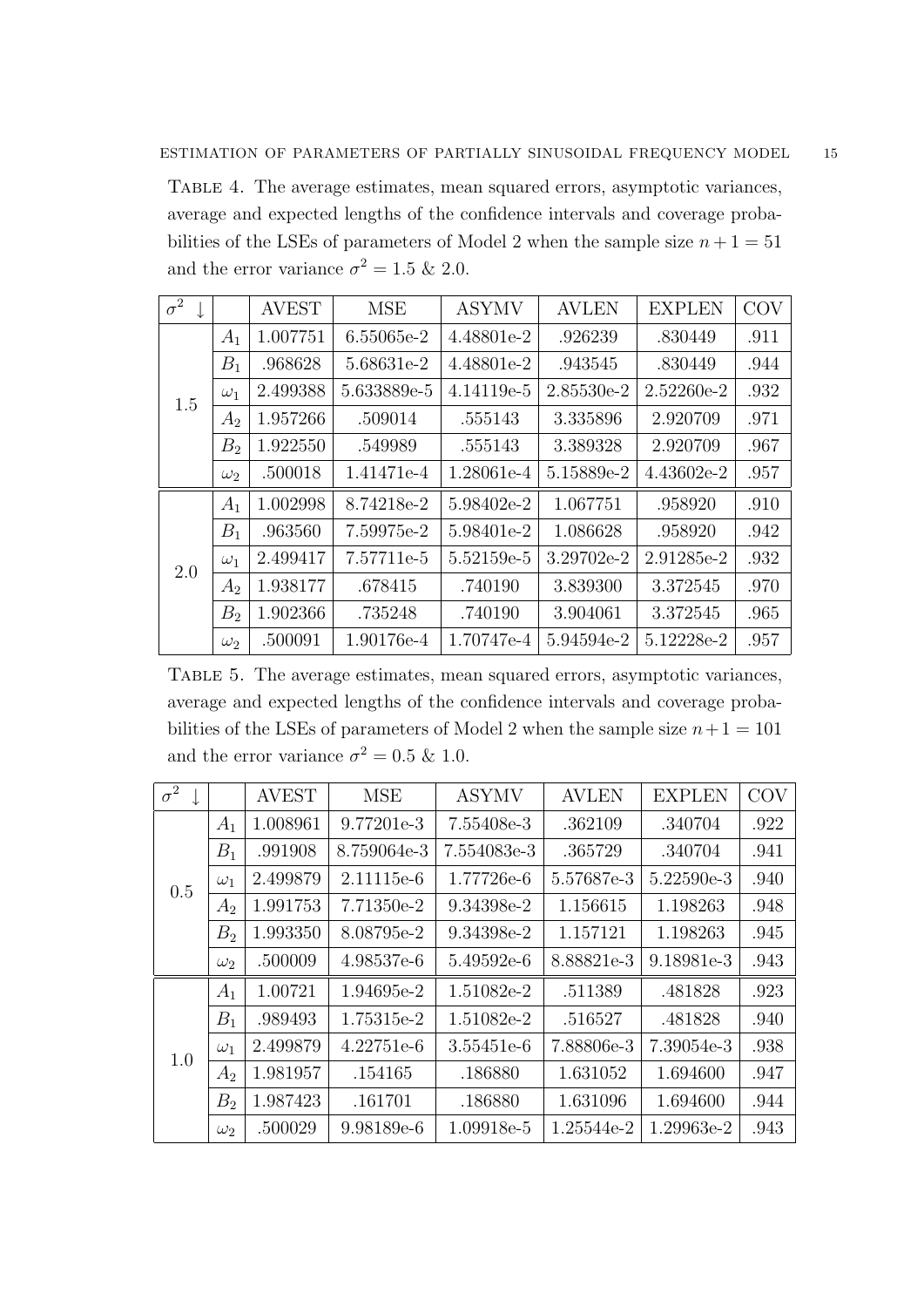Table 4. The average estimates, mean squared errors, asymptotic variances, average and expected lengths of the confidence intervals and coverage probabilities of the LSEs of parameters of Model 2 when the sample size $n+1 = 51$ and the error variance $\sigma^2 = 1.5$ & 2.0.

| $\sigma^2 \downarrow$ | | AVEST | MSE | ASYMV | AVLEN | EXPLEN | COV |
|---|---|---|---|---|---|---|---|
| 1.5 | $A_1$ | 1.007751 | 6.55065e-2 | 4.48801e-2 | .926239 | .830449 | .911 |
| | $B_1$ | .968628 | 5.68631e-2 | 4.48801e-2 | .943545 | .830449 | .944 |
| | $\omega_1$ | 2.499388 | 5.633889e-5 | 4.14119e-5 | 2.85530e-2 | 2.52260e-2 | .932 |
| | $A_2$ | 1.957266 | .509014 | .555143 | 3.335896 | 2.920709 | .971 |
| | $B_2$ | 1.922550 | .549989 | .555143 | 3.389328 | 2.920709 | .967 |
| | $\omega_2$ | .500018 | 1.41471e-4 | 1.28061e-4 | 5.15889e-2 | 4.43602e-2 | .957 |
| 2.0 | $A_1$ | 1.002998 | 8.74218e-2 | 5.98402e-2 | 1.067751 | .958920 | .910 |
| | $B_1$ | .963560 | 7.59975e-2 | 5.98401e-2 | 1.086628 | .958920 | .942 |
| | $\omega_1$ | 2.499417 | 7.57711e-5 | 5.52159e-5 | 3.29702e-2 | 2.91285e-2 | .932 |
| | $A_2$ | 1.938177 | .678415 | .740190 | 3.839300 | 3.372545 | .970 |
| | $B_2$ | 1.902366 | .735248 | .740190 | 3.904061 | 3.372545 | .965 |
| | $\omega_2$ | .500091 | 1.90176e-4 | 1.70747e-4 | 5.94594e-2 | 5.12228e-2 | .957 |

Table 5. The average estimates, mean squared errors, asymptotic variances, average and expected lengths of the confidence intervals and coverage probabilities of the LSEs of parameters of Model 2 when the sample size $n+1 = 101$ and the error variance $\sigma^2 = 0.5$ & 1.0.

| $\sigma^2 \downarrow$ | | AVEST | MSE | ASYMV | AVLEN | EXPLEN | COV |
|---|---|---|---|---|---|---|---|
| 0.5 | $A_1$ | 1.008961 | 9.77201e-3 | 7.55408e-3 | .362109 | .340704 | .922 |
| | $B_1$ | .991908 | 8.759064e-3 | 7.554083e-3 | .365729 | .340704 | .941 |
| | $\omega_1$ | 2.499879 | 2.11115e-6 | 1.77726e-6 | 5.57687e-3 | 5.22590e-3 | .940 |
| | $A_2$ | 1.991753 | 7.71350e-2 | 9.34398e-2 | 1.156615 | 1.198263 | .948 |
| | $B_2$ | 1.993350 | 8.08795e-2 | 9.34398e-2 | 1.157121 | 1.198263 | .945 |
| | $\omega_2$ | .500009 | 4.98537e-6 | 5.49592e-6 | 8.88821e-3 | 9.18981e-3 | .943 |
| 1.0 | $A_1$ | 1.00721 | 1.94695e-2 | 1.51082e-2 | .511389 | .481828 | .923 |
| | $B_1$ | .989493 | 1.75315e-2 | 1.51082e-2 | .516527 | .481828 | .940 |
| | $\omega_1$ | 2.499879 | 4.22751e-6 | 3.55451e-6 | 7.88806e-3 | 7.39054e-3 | .938 |
| | $A_2$ | 1.981957 | .154165 | .186880 | 1.631052 | 1.694600 | .947 |
| | $B_2$ | 1.987423 | .161701 | .186880 | 1.631096 | 1.694600 | .944 |
| | $\omega_2$ | .500029 | 9.98189e-6 | 1.09918e-5 | 1.25544e-2 | 1.29963e-2 | .943 |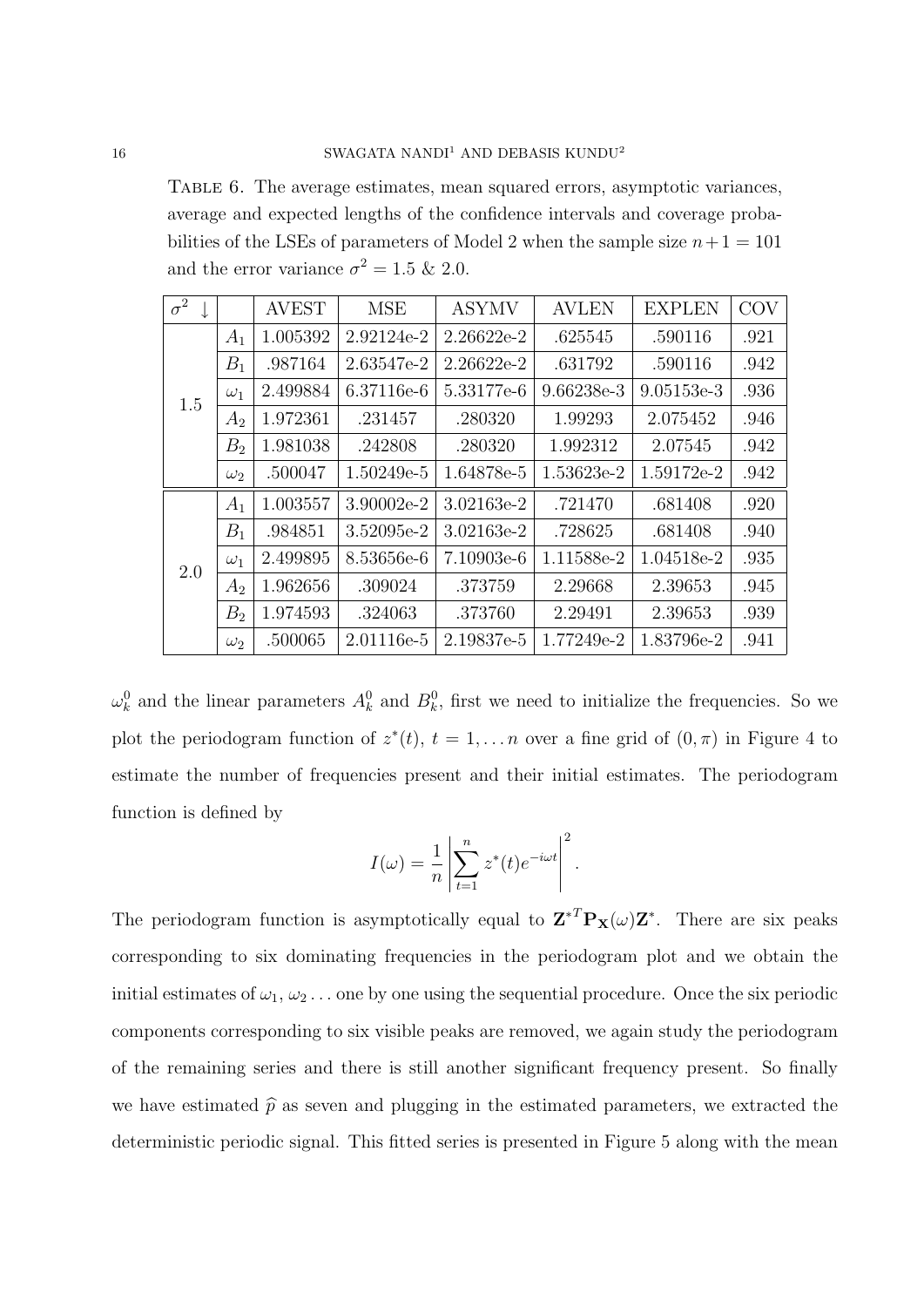Table 6. The average estimates, mean squared errors, asymptotic variances, average and expected lengths of the confidence intervals and coverage probabilities of the LSEs of parameters of Model 2 when the sample size $n+1 = 101$ and the error variance $\sigma^2 = 1.5$ & 2.0.

| $\sigma^2 \downarrow$ | | AVEST | MSE | ASYMV | AVLEN | EXPLEN | COV |
|---|---|---|---|---|---|---|---|
| 1.5 | $A_1$ | 1.005392 | 2.92124e-2 | 2.26622e-2 | .625545 | .590116 | .921 |
| | $B_1$ | .987164 | 2.63547e-2 | 2.26622e-2 | .631792 | .590116 | .942 |
| | $\omega_1$ | 2.499884 | 6.37116e-6 | 5.33177e-6 | 9.66238e-3 | 9.05153e-3 | .936 |
| | $A_2$ | 1.972361 | .231457 | .280320 | 1.99293 | 2.075452 | .946 |
| | $B_2$ | 1.981038 | .242808 | .280320 | 1.992312 | 2.07545 | .942 |
| | $\omega_2$ | .500047 | 1.50249e-5 | 1.64878e-5 | 1.53623e-2 | 1.59172e-2 | .942 |
| 2.0 | $A_1$ | 1.003557 | 3.90002e-2 | 3.02163e-2 | .721470 | .681408 | .920 |
| | $B_1$ | .984851 | 3.52095e-2 | 3.02163e-2 | .728625 | .681408 | .940 |
| | $\omega_1$ | 2.499895 | 8.53656e-6 | 7.10903e-6 | 1.11588e-2 | 1.04518e-2 | .935 |
| | $A_2$ | 1.962656 | .309024 | .373759 | 2.29668 | 2.39653 | .945 |
| | $B_2$ | 1.974593 | .324063 | .373760 | 2.29491 | 2.39653 | .939 |
| | $\omega_2$ | .500065 | 2.01116e-5 | 2.19837e-5 | 1.77249e-2 | 1.83796e-2 | .941 |

$\omega_k^0$ and the linear parameters $A_k^0$ and $B_k^0$, first we need to initialize the frequencies. So we plot the periodogram function of $z^*(t)$, $t = 1, \ldots n$ over a fine grid of $(0, \pi)$ in Figure 4 to estimate the number of frequencies present and their initial estimates. The periodogram function is defined by

$$I(\omega) = \frac{1}{n} \left| \sum_{t=1}^{n} z^*(t) e^{-i\omega t} \right|^2.$$

The periodogram function is asymptotically equal to $\mathbf{Z}^{*T} \mathbf{P}_{\mathbf{X}}(\omega) \mathbf{Z}^*$. There are six peaks corresponding to six dominating frequencies in the periodogram plot and we obtain the initial estimates of $\omega_1, \omega_2 \ldots$ one by one using the sequential procedure. Once the six periodic components corresponding to six visible peaks are removed, we again study the periodogram of the remaining series and there is still another significant frequency present. So finally we have estimated $\widehat{p}$ as seven and plugging in the estimated parameters, we extracted the deterministic periodic signal. This fitted series is presented in Figure 5 along with the mean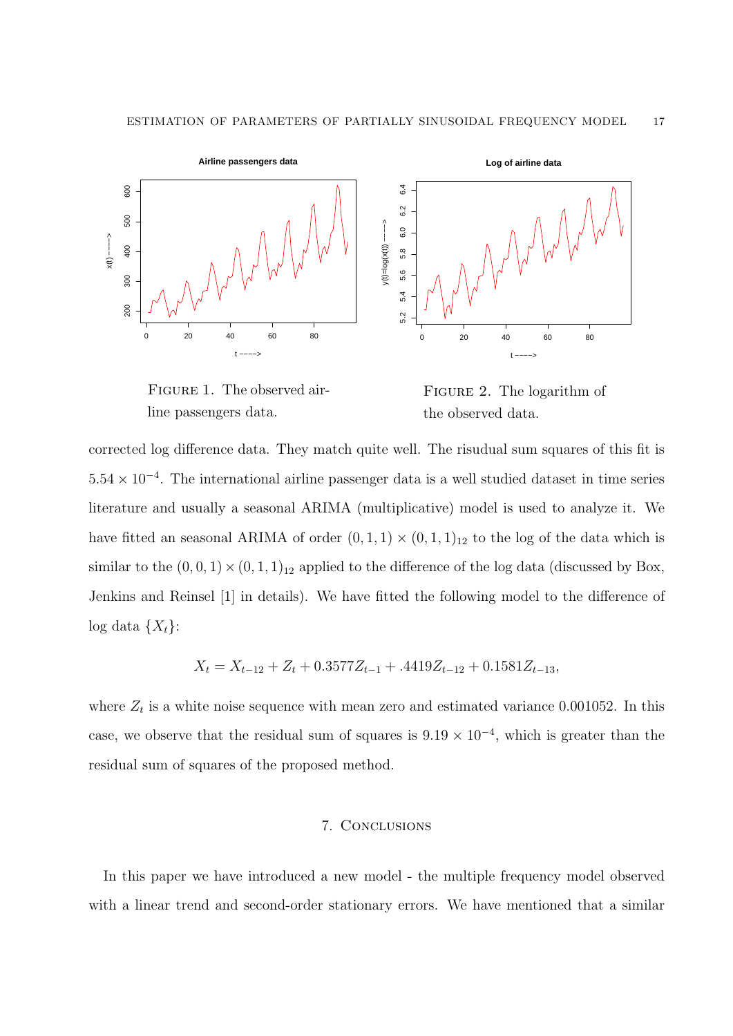FIGURE 1. The observed airline passengers data.

FIGURE 2. The logarithm of the observed data.

corrected log difference data. They match quite well. The risudual sum squares of this fit is $5.54 \times 10^{-4}$. The international airline passenger data is a well studied dataset in time series literature and usually a seasonal ARIMA (multiplicative) model is used to analyze it. We have fitted an seasonal ARIMA of order $(0,1,1) \times (0,1,1)_{12}$ to the log of the data which is similar to the $(0,0,1) \times (0,1,1)_{12}$ applied to the difference of the log data (discussed by Box, Jenkins and Reinsel [1] in details). We have fitted the following model to the difference of log data $\{X_t\}$:

$$X_t = X_{t-12} + Z_t + 0.3577 Z_{t-1} + .4419 Z_{t-12} + 0.1581 Z_{t-13},$$

where $Z_t$ is a white noise sequence with mean zero and estimated variance 0.001052. In this case, we observe that the residual sum of squares is $9.19 \times 10^{-4}$, which is greater than the residual sum of squares of the proposed method.

## 7. Conclusions

In this paper we have introduced a new model - the multiple frequency model observed with a linear trend and second-order stationary errors. We have mentioned that a similar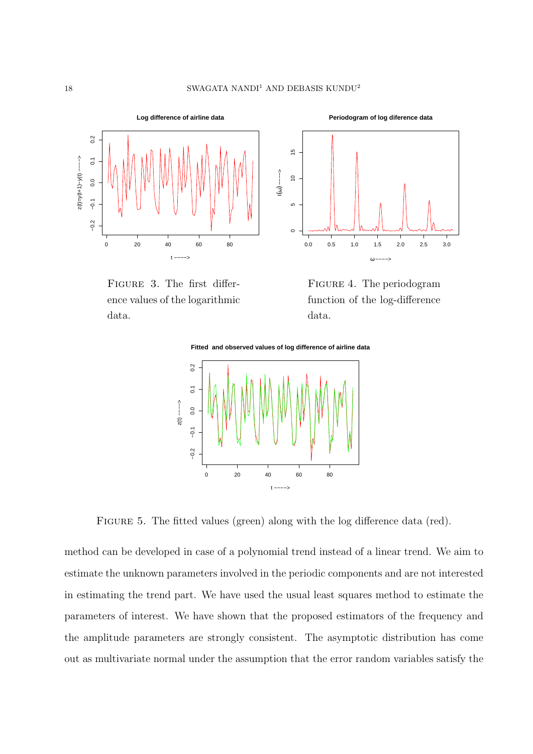FIGURE 3. The first difference values of the logarithmic data.

FIGURE 4. The periodogram function of the log-difference data.

FIGURE 5. The fitted values (green) along with the log difference data (red).

method can be developed in case of a polynomial trend instead of a linear trend. We aim to estimate the unknown parameters involved in the periodic components and are not interested in estimating the trend part. We have used the usual least squares method to estimate the parameters of interest. We have shown that the proposed estimators of the frequency and the amplitude parameters are strongly consistent. The asymptotic distribution has come out as multivariate normal under the assumption that the error random variables satisfy the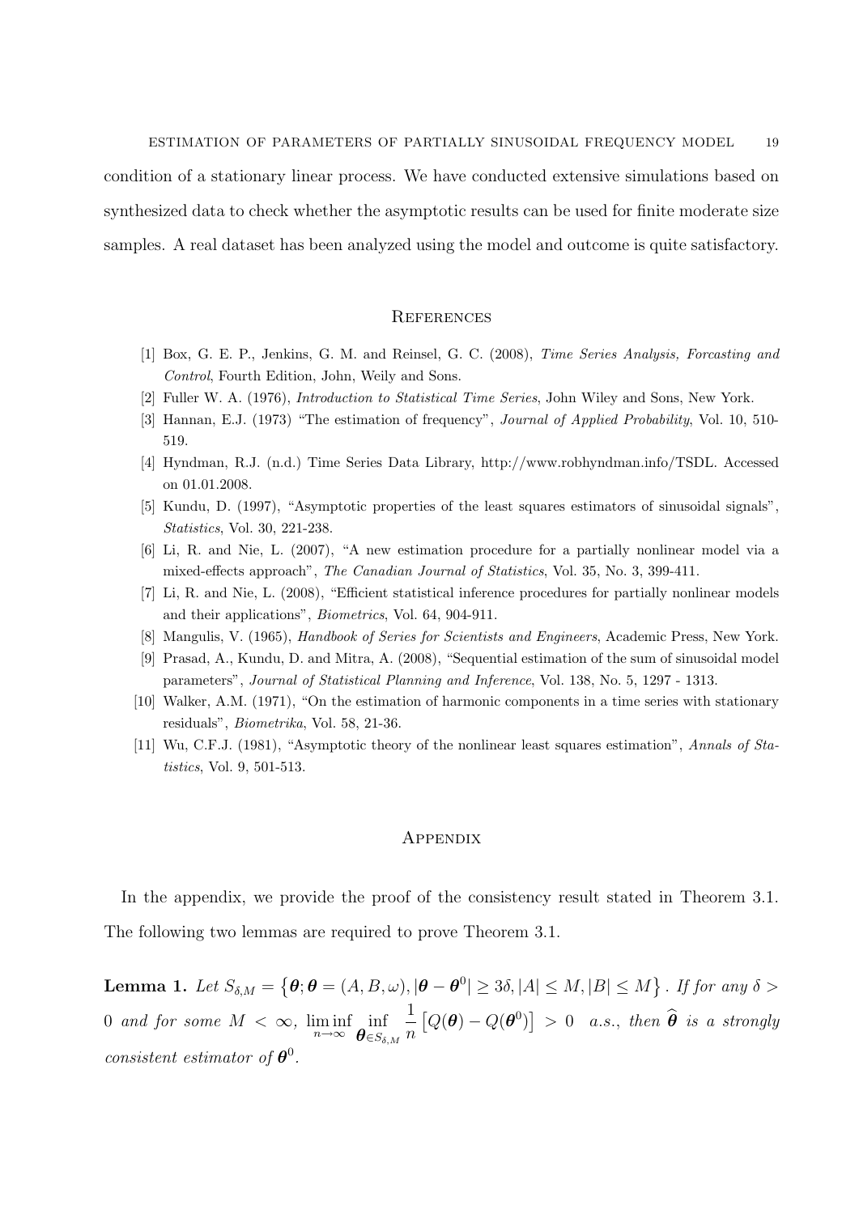condition of a stationary linear process. We have conducted extensive simulations based on synthesized data to check whether the asymptotic results can be used for finite moderate size samples. A real dataset has been analyzed using the model and outcome is quite satisfactory.

## References

[1] Box, G. E. P., Jenkins, G. M. and Reinsel, G. C. (2008), *Time Series Analysis, Forcasting and Control*, Fourth Edition, John, Weily and Sons.

[2] Fuller W. A. (1976), *Introduction to Statistical Time Series*, John Wiley and Sons, New York.

[3] Hannan, E.J. (1973) "The estimation of frequency", *Journal of Applied Probability*, Vol. 10, 510-519.

[4] Hyndman, R.J. (n.d.) Time Series Data Library, http://www.robhyndman.info/TSDL. Accessed on 01.01.2008.

[5] Kundu, D. (1997), "Asymptotic properties of the least squares estimators of sinusoidal signals", *Statistics*, Vol. 30, 221-238.

[6] Li, R. and Nie, L. (2007), "A new estimation procedure for a partially nonlinear model via a mixed-effects approach", *The Canadian Journal of Statistics*, Vol. 35, No. 3, 399-411.

[7] Li, R. and Nie, L. (2008), "Efficient statistical inference procedures for partially nonlinear models and their applications", *Biometrics*, Vol. 64, 904-911.

[8] Mangulis, V. (1965), *Handbook of Series for Scientists and Engineers*, Academic Press, New York.

[9] Prasad, A., Kundu, D. and Mitra, A. (2008), "Sequential estimation of the sum of sinusoidal model parameters", *Journal of Statistical Planning and Inference*, Vol. 138, No. 5, 1297 - 1313.

[10] Walker, A.M. (1971), "On the estimation of harmonic components in a time series with stationary residuals", *Biometrika*, Vol. 58, 21-36.

[11] Wu, C.F.J. (1981), "Asymptotic theory of the nonlinear least squares estimation", *Annals of Statistics*, Vol. 9, 501-513.

## Appendix

In the appendix, we provide the proof of the consistency result stated in Theorem 3.1. The following two lemmas are required to prove Theorem 3.1.

**Lemma 1.** *Let* $S_{\delta,M} = \left\{\boldsymbol{\theta}; \boldsymbol{\theta} = (A, B, \omega), |\boldsymbol{\theta} - \boldsymbol{\theta}^0| \geq 3\delta, |A| \leq M, |B| \leq M\right\}$. *If for any* $\delta > 0$ *and for some* $M < \infty$, $\liminf\limits_{n\to\infty} \inf\limits_{\boldsymbol{\theta} \in S_{\delta,M}} \dfrac{1}{n}\left[Q(\boldsymbol{\theta}) - Q(\boldsymbol{\theta}^0)\right] > 0$ *a.s., then* $\widehat{\boldsymbol{\theta}}$ *is a strongly consistent estimator of* $\boldsymbol{\theta}^0$.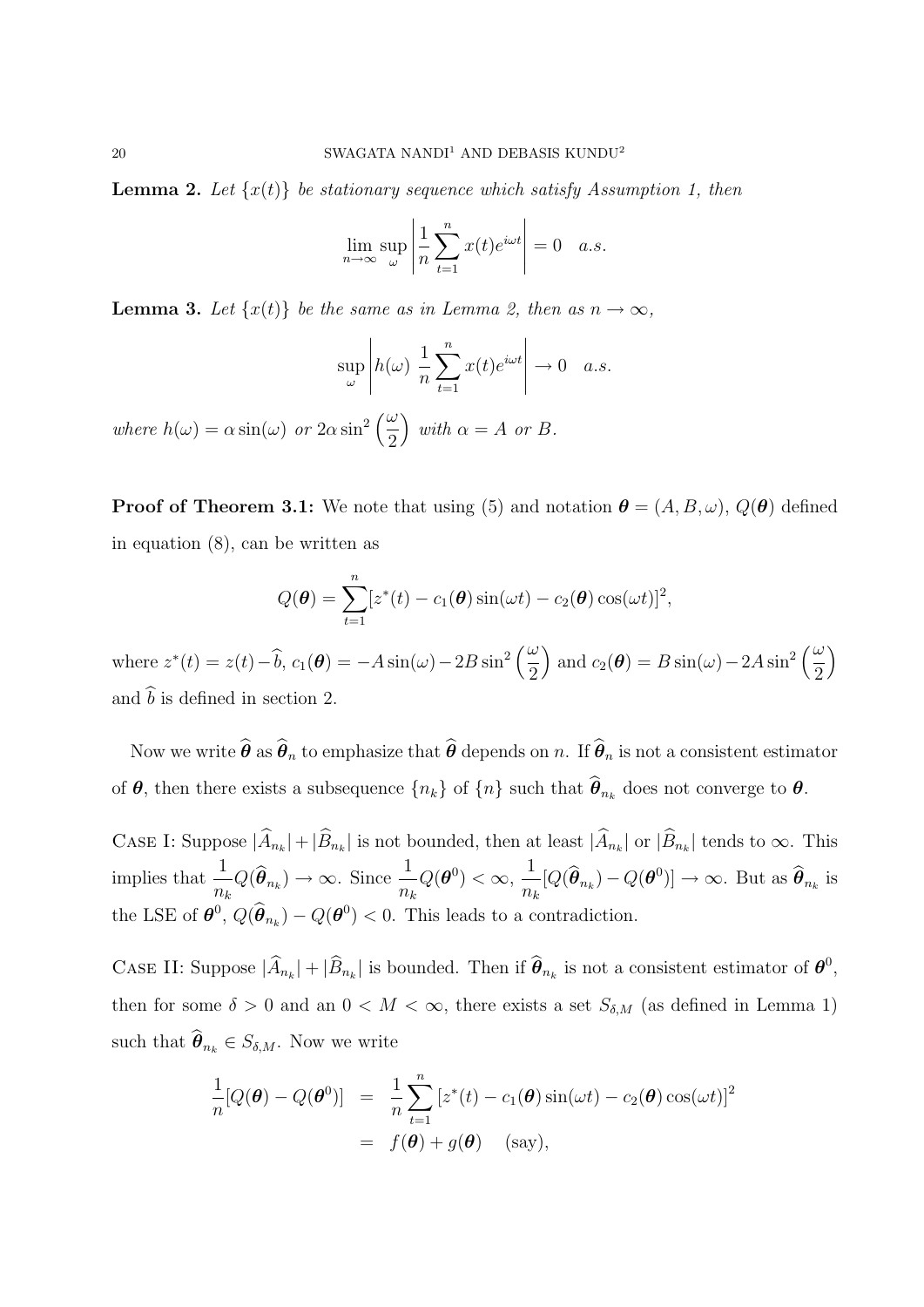**Lemma 2.** *Let $\{x(t)\}$ be stationary sequence which satisfy Assumption 1, then*

$$\lim_{n\to\infty} \sup_{\omega} \left| \frac{1}{n} \sum_{t=1}^{n} x(t) e^{i\omega t} \right| = 0 \quad a.s.$$

**Lemma 3.** *Let $\{x(t)\}$ be the same as in Lemma 2, then as $n \to \infty$,*

$$\sup_{\omega} \left| h(\omega)\ \frac{1}{n} \sum_{t=1}^{n} x(t) e^{i\omega t} \right| \to 0 \quad a.s.$$

*where $h(\omega) = \alpha \sin(\omega)$ or $2\alpha \sin^2\left(\frac{\omega}{2}\right)$ with $\alpha = A$ or $B$.*

**Proof of Theorem 3.1:** We note that using (5) and notation $\boldsymbol{\theta} = (A, B, \omega)$, $Q(\boldsymbol{\theta})$ defined in equation (8), can be written as

$$Q(\boldsymbol{\theta}) = \sum_{t=1}^{n} [z^*(t) - c_1(\boldsymbol{\theta}) \sin(\omega t) - c_2(\boldsymbol{\theta}) \cos(\omega t)]^2,$$

where $z^*(t) = z(t) - \widehat{b}$, $c_1(\boldsymbol{\theta}) = -A\sin(\omega) - 2B\sin^2\left(\frac{\omega}{2}\right)$ and $c_2(\boldsymbol{\theta}) = B\sin(\omega) - 2A\sin^2\left(\frac{\omega}{2}\right)$ and $\widehat{b}$ is defined in section 2.

Now we write $\widehat{\boldsymbol{\theta}}$ as $\widehat{\boldsymbol{\theta}}_n$ to emphasize that $\widehat{\boldsymbol{\theta}}$ depends on $n$. If $\widehat{\boldsymbol{\theta}}_n$ is not a consistent estimator of $\boldsymbol{\theta}$, then there exists a subsequence $\{n_k\}$ of $\{n\}$ such that $\widehat{\boldsymbol{\theta}}_{n_k}$ does not converge to $\boldsymbol{\theta}$.

Case I: Suppose $|\widehat{A}_{n_k}| + |\widehat{B}_{n_k}|$ is not bounded, then at least $|\widehat{A}_{n_k}|$ or $|\widehat{B}_{n_k}|$ tends to $\infty$. This implies that $\frac{1}{n_k} Q(\widehat{\boldsymbol{\theta}}_{n_k}) \to \infty$. Since $\frac{1}{n_k} Q(\boldsymbol{\theta}^0) < \infty$, $\frac{1}{n_k}[Q(\widehat{\boldsymbol{\theta}}_{n_k}) - Q(\boldsymbol{\theta}^0)] \to \infty$. But as $\widehat{\boldsymbol{\theta}}_{n_k}$ is the LSE of $\boldsymbol{\theta}^0$, $Q(\widehat{\boldsymbol{\theta}}_{n_k}) - Q(\boldsymbol{\theta}^0) < 0$. This leads to a contradiction.

Case II: Suppose $|\widehat{A}_{n_k}| + |\widehat{B}_{n_k}|$ is bounded. Then if $\widehat{\boldsymbol{\theta}}_{n_k}$ is not a consistent estimator of $\boldsymbol{\theta}^0$, then for some $\delta > 0$ and an $0 < M < \infty$, there exists a set $S_{\delta,M}$ (as defined in Lemma 1) such that $\widehat{\boldsymbol{\theta}}_{n_k} \in S_{\delta,M}$. Now we write

$$\begin{aligned}
\frac{1}{n}[Q(\boldsymbol{\theta}) - Q(\boldsymbol{\theta}^0)] &= \frac{1}{n} \sum_{t=1}^{n} \left[z^*(t) - c_1(\boldsymbol{\theta}) \sin(\omega t) - c_2(\boldsymbol{\theta}) \cos(\omega t)\right]^2 \\
&= f(\boldsymbol{\theta}) + g(\boldsymbol{\theta}) \quad \text{(say)},
\end{aligned}$$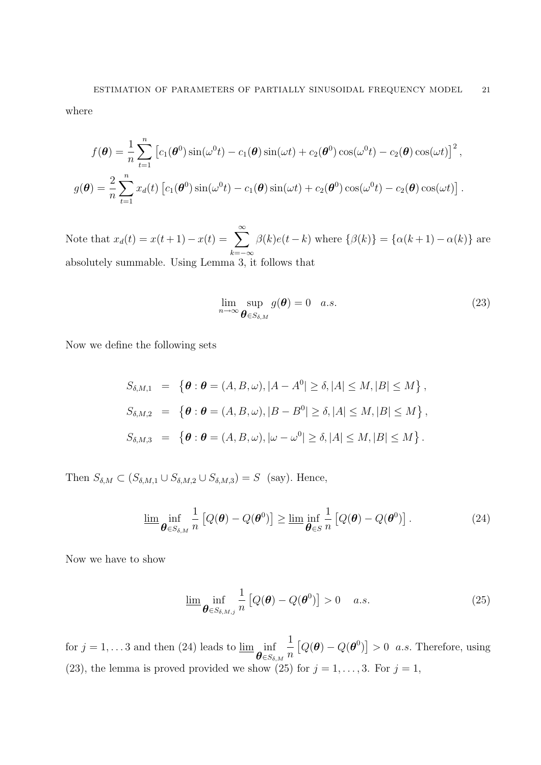where

$$
f(\boldsymbol{\theta}) = \frac{1}{n}\sum_{t=1}^{n}\left[c_1(\boldsymbol{\theta}^0)\sin(\omega^0 t) - c_1(\boldsymbol{\theta})\sin(\omega t) + c_2(\boldsymbol{\theta}^0)\cos(\omega^0 t) - c_2(\boldsymbol{\theta})\cos(\omega t)\right]^2,
$$

$$
g(\boldsymbol{\theta}) = \frac{2}{n}\sum_{t=1}^{n} x_d(t)\left[c_1(\boldsymbol{\theta}^0)\sin(\omega^0 t) - c_1(\boldsymbol{\theta})\sin(\omega t) + c_2(\boldsymbol{\theta}^0)\cos(\omega^0 t) - c_2(\boldsymbol{\theta})\cos(\omega t)\right].
$$

Note that $x_d(t) = x(t+1) - x(t) = \sum_{k=-\infty}^{\infty} \beta(k)e(t-k)$ where $\{\beta(k)\} = \{\alpha(k+1) - \alpha(k)\}$ are absolutely summable. Using Lemma 3, it follows that

$$
\lim_{n\to\infty} \sup_{\boldsymbol{\theta}\in S_{\delta,M}} g(\boldsymbol{\theta}) = 0 \quad a.s. \tag{23}
$$

Now we define the following sets

$$
\begin{aligned}
S_{\delta,M,1} &= \left\{\boldsymbol{\theta} : \boldsymbol{\theta} = (A, B, \omega), |A - A^0| \geq \delta, |A| \leq M, |B| \leq M\right\},\\
S_{\delta,M,2} &= \left\{\boldsymbol{\theta} : \boldsymbol{\theta} = (A, B, \omega), |B - B^0| \geq \delta, |A| \leq M, |B| \leq M\right\},\\
S_{\delta,M,3} &= \left\{\boldsymbol{\theta} : \boldsymbol{\theta} = (A, B, \omega), |\omega - \omega^0| \geq \delta, |A| \leq M, |B| \leq M\right\}.
\end{aligned}
$$

Then $S_{\delta,M} \subset (S_{\delta,M,1} \cup S_{\delta,M,2} \cup S_{\delta,M,3}) = S$ (say). Hence,

$$
\varliminf \inf_{\boldsymbol{\theta}\in S_{\delta,M}} \frac{1}{n}\left[Q(\boldsymbol{\theta}) - Q(\boldsymbol{\theta}^0)\right] \geq \varliminf \inf_{\boldsymbol{\theta}\in S} \frac{1}{n}\left[Q(\boldsymbol{\theta}) - Q(\boldsymbol{\theta}^0)\right]. \tag{24}
$$

Now we have to show

$$
\varliminf \inf_{\boldsymbol{\theta}\in S_{\delta,M,j}} \frac{1}{n}\left[Q(\boldsymbol{\theta}) - Q(\boldsymbol{\theta}^0)\right] > 0 \quad a.s. \tag{25}
$$

for $j = 1, \ldots 3$ and then (24) leads to $\varliminf \inf_{\boldsymbol{\theta}\in S_{\delta,M}} \frac{1}{n}\left[Q(\boldsymbol{\theta}) - Q(\boldsymbol{\theta}^0)\right] > 0$ *a.s.* Therefore, using (23), the lemma is proved provided we show (25) for $j = 1, \ldots, 3$. For $j = 1$,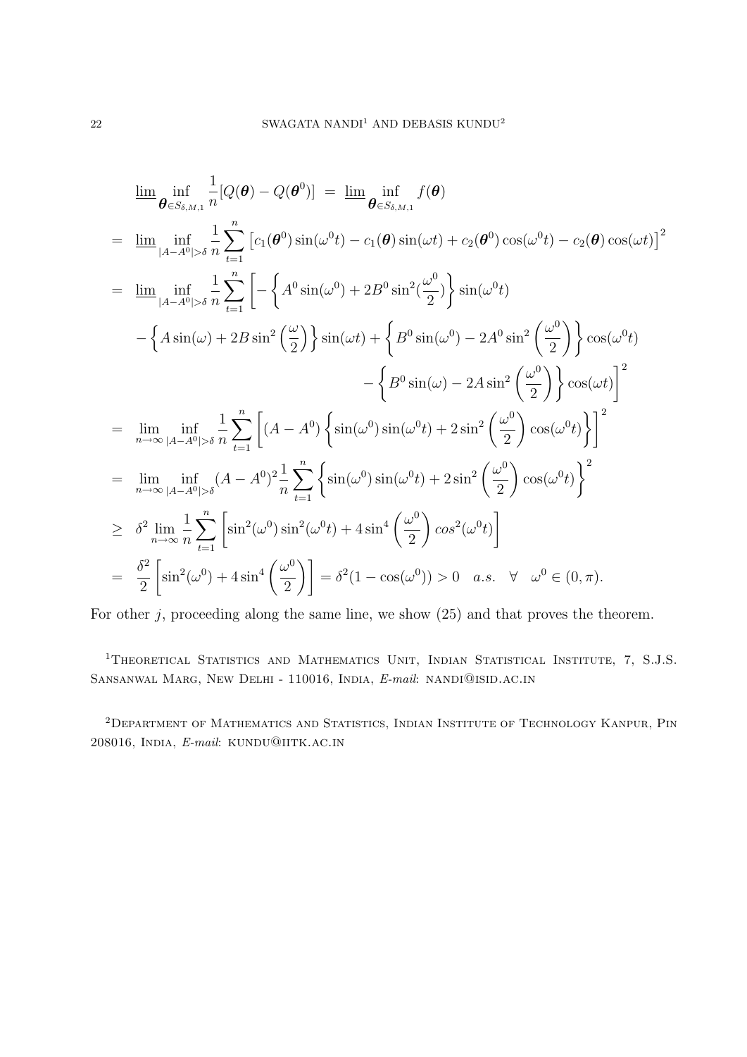$$
\begin{aligned}
&\underline{\lim} \inf_{\boldsymbol{\theta} \in S_{\delta,M,1}} \frac{1}{n}[Q(\boldsymbol{\theta}) - Q(\boldsymbol{\theta}^0)] \;=\; \underline{\lim} \inf_{\boldsymbol{\theta} \in S_{\delta,M,1}} f(\boldsymbol{\theta}) \\
&= \underline{\lim} \inf_{|A-A^0|>\delta} \frac{1}{n} \sum_{t=1}^{n} \left[c_1(\boldsymbol{\theta}^0)\sin(\omega^0 t) - c_1(\boldsymbol{\theta})\sin(\omega t) + c_2(\boldsymbol{\theta}^0)\cos(\omega^0 t) - c_2(\boldsymbol{\theta})\cos(\omega t)\right]^2 \\
&= \underline{\lim} \inf_{|A-A^0|>\delta} \frac{1}{n} \sum_{t=1}^{n} \left[ -\left\{A^0 \sin(\omega^0) + 2B^0 \sin^2(\frac{\omega^0}{2})\right\} \sin(\omega^0 t) \right. \\
&\quad - \left\{A\sin(\omega) + 2B\sin^2\left(\frac{\omega}{2}\right)\right\}\sin(\omega t) + \left\{B^0 \sin(\omega^0) - 2A^0 \sin^2\left(\frac{\omega^0}{2}\right)\right\}\cos(\omega^0 t) \\
&\quad \left. - \left\{B^0 \sin(\omega) - 2A\sin^2\left(\frac{\omega^0}{2}\right)\right\}\cos(\omega t)\right]^2 \\
&= \lim_{n\to\infty} \inf_{|A-A^0|>\delta} \frac{1}{n} \sum_{t=1}^{n} \left[(A-A^0)\left\{\sin(\omega^0)\sin(\omega^0 t) + 2\sin^2\left(\frac{\omega^0}{2}\right)\cos(\omega^0 t)\right\}\right]^2 \\
&= \lim_{n\to\infty} \inf_{|A-A^0|>\delta} (A-A^0)^2 \frac{1}{n} \sum_{t=1}^{n} \left\{\sin(\omega^0)\sin(\omega^0 t) + 2\sin^2\left(\frac{\omega^0}{2}\right)\cos(\omega^0 t)\right\}^2 \\
&\geq \delta^2 \lim_{n\to\infty} \frac{1}{n} \sum_{t=1}^{n} \left[\sin^2(\omega^0)\sin^2(\omega^0 t) + 4\sin^4\left(\frac{\omega^0}{2}\right) cos^2(\omega^0 t)\right] \\
&= \frac{\delta^2}{2}\left[\sin^2(\omega^0) + 4\sin^4\left(\frac{\omega^0}{2}\right)\right] = \delta^2(1-\cos(\omega^0)) > 0 \quad a.s. \quad \forall \quad \omega^0 \in (0,\pi).
\end{aligned}
$$

For other $j$, proceeding along the same line, we show (25) and that proves the theorem.

[1]Theoretical Statistics and Mathematics Unit, Indian Statistical Institute, 7, S.J.S. Sansanwal Marg, New Delhi - 110016, India, *E-mail*: nandi@isid.ac.in

[2]Department of Mathematics and Statistics, Indian Institute of Technology Kanpur, Pin 208016, India, *E-mail*: kundu@iitk.ac.in